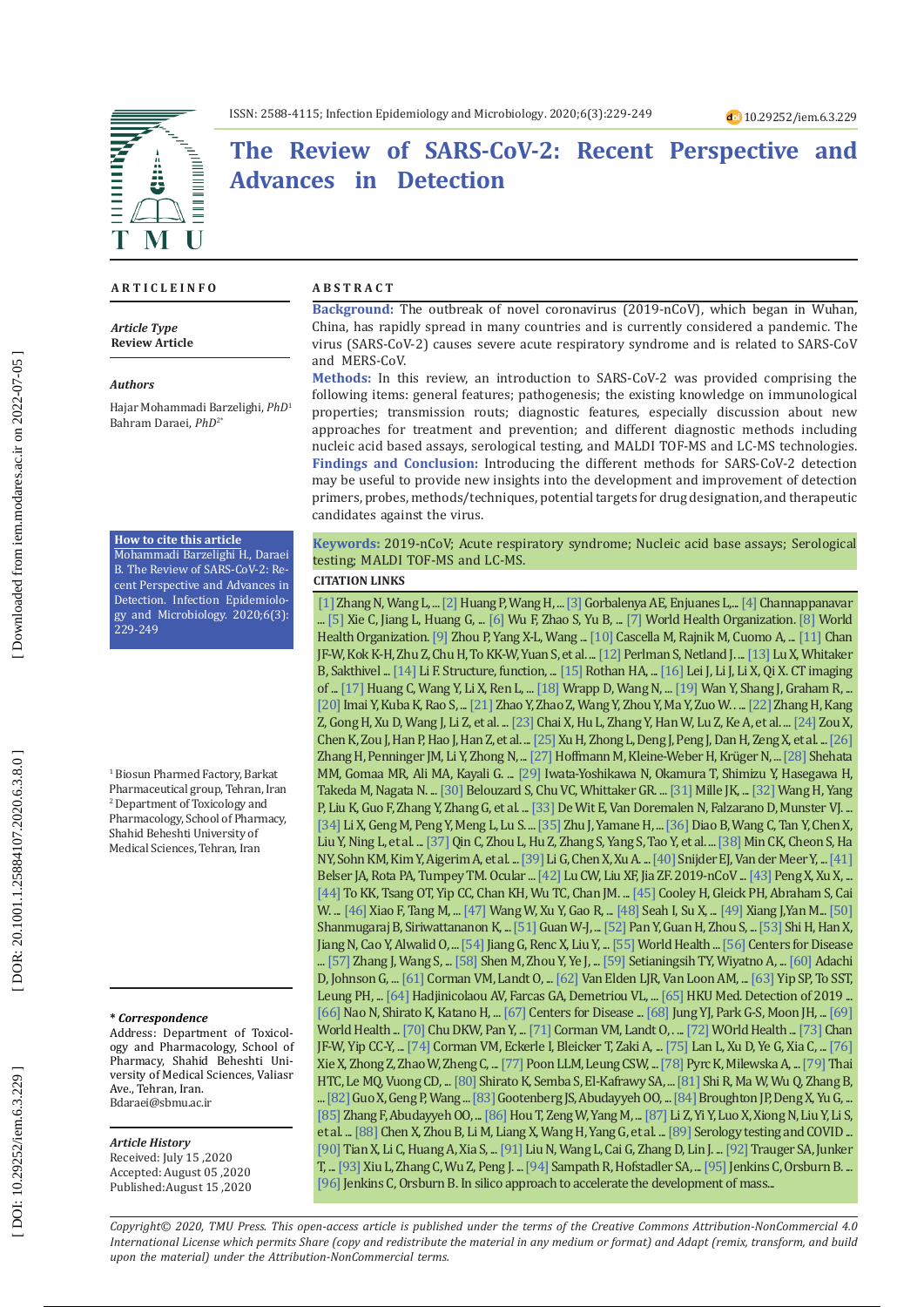ISSN: 2588-4115; Infection Epidemiology and Microbiology. 2020;6(3):229-249

10.29252/iem.6.3.229

# The Review of SARS-CoV-2: Recent Perspective and Advances in Detection

## ARTICLE INFO

*Article Type*
**Review Article**

*Authors*
Hajar Mohammadi Barzelighi, *PhD*[1]
Bahram Daraei, *PhD*[2*]

**How to cite this article**
Mohammadi Barzelighi H., Daraei B. The Review of SARS-CoV-2: Recent Perspective and Advances in Detection. Infection Epidemiology and Microbiology. 2020;6(3): 229-249

[1] Biosun Pharmed Factory, Barkat Pharmaceutical group, Tehran, Iran
[2] Department of Toxicology and Pharmacology, School of Pharmacy, Shahid Beheshti University of Medical Sciences, Tehran, Iran

**\* Correspondence**
Address: Department of Toxicology and Pharmacology, School of Pharmacy, Shahid Beheshti University of Medical Sciences, Valiasr Ave., Tehran, Iran.
Bdaraei@sbmu.ac.ir

*Article History*
Received: July 15 ,2020
Accepted: August 05 ,2020
Published:August 15 ,2020

## ABSTRACT

**Background:** The outbreak of novel coronavirus (2019-nCoV), which began in Wuhan, China, has rapidly spread in many countries and is currently considered a pandemic. The virus (SARS-CoV-2) causes severe acute respiratory syndrome and is related to SARS-CoV and MERS-CoV.

**Methods:** In this review, an introduction to SARS-CoV-2 was provided comprising the following items: general features; pathogenesis; the existing knowledge on immunological properties; transmission routs; diagnostic features, especially discussion about new approaches for treatment and prevention; and different diagnostic methods including nucleic acid based assays, serological testing, and MALDI TOF-MS and LC-MS technologies.

**Findings and Conclusion:** Introducing the different methods for SARS-CoV-2 detection may be useful to provide new insights into the development and improvement of detection primers, probes, methods/techniques, potential targets for drug designation, and therapeutic candidates against the virus.

**Keywords:** 2019-nCoV; Acute respiratory syndrome; Nucleic acid base assays; Serological testing; MALDI TOF-MS and LC-MS.

## CITATION LINKS

[1] Zhang N, Wang L, ... [2] Huang P, Wang H, ... [3] Gorbalenya AE, Enjuanes L,... [4] Channappanavar ... [5] Xie C, Jiang L, Huang G, ... [6] Wu F, Zhao S, Yu B, ... [7] World Health Organization. [8] World Health Organization. [9] Zhou P, Yang X-L, Wang ... [10] Cascella M, Rajnik M, Cuomo A, ... [11] Chan JF-W, Kok K-H, Zhu Z, Chu H, To KK-W, Yuan S, et al. ... [12] Perlman S, Netland J. ... [13] Lu X, Whitaker B, Sakthivel ... [14] Li F. Structure, function, ... [15] Rothan HA, ... [16] Lei J, Li J, Li X, Qi X. CT imaging of ... [17] Huang C, Wang Y, Li X, Ren L, ... [18] Wrapp D, Wang N, ... [19] Wan Y, Shang J, Graham R, ... [20] Imai Y, Kuba K, Rao S, ... [21] Zhao Y, Zhao Z, Wang Y, Zhou Y, Ma Y, Zuo W. . .. [22] Zhang H, Kang Z, Gong H, Xu D, Wang J, Li Z, et al. ... [23] Chai X, Hu L, Zhang Y, Han W, Lu Z, Ke A, et al. ... [24] Zou X, Chen K, Zou J, Han P, Hao J, Han Z, et al. ... [25] Xu H, Zhong L, Deng J, Peng J, Dan H, Zeng X, et al. ... [26] Zhang H, Penninger JM, Li Y, Zhong N, ... [27] Hoffmann M, Kleine-Weber H, Krüger N, ... [28] Shehata MM, Gomaa MR, Ali MA, Kayali G. ... [29] Iwata-Yoshikawa N, Okamura T, Shimizu Y, Hasegawa H, Takeda M, Nagata N. ... [30] Belouzard S, Chu VC, Whittaker GR. ... [31] Mille JK, ... [32] Wang H, Yang P, Liu K, Guo F, Zhang Y, Zhang G, et al. ... [33] De Wit E, Van Doremalen N, Falzarano D, Munster VJ. ... [34] Li X, Geng M, Peng Y, Meng L, Lu S. ... [35] Zhu J, Yamane H, ... [36] Diao B, Wang C, Tan Y, Chen X, Liu Y, Ning L, et al. ... [37] Qin C, Zhou L, Hu Z, Zhang S, Yang S, Tao Y, et al. ... [38] Min CK, Cheon S, Ha NY, Sohn KM, Kim Y, Aigerim A, et al. ... [39] Li G, Chen X, Xu A. ... [40] Snijder EJ, Van der Meer Y, ... [41] Belser JA, Rota PA, Tumpey TM. Ocular ... [42] Lu CW, Liu XF, Jia ZF. 2019-nCoV ... [43] Peng X, Xu X, ... [44] To KK, Tsang OT, Yip CC, Chan KH, Wu TC, Chan JM. ... [45] Cooley H, Gleick PH, Abraham S, Cai W. ... [46] Xiao F, Tang M, ... [47] Wang W, Xu Y, Gao R, ... [48] Seah I, Su X, ... [49] Xiang J,Yan M... [50] Shanmugaraj B, Siriwattananon K, ... [51] Guan W-J, ... [52] Pan Y, Guan H, Zhou S, ... [53] Shi H, Han X, Jiang N, Cao Y, Alwalid O, ... [54] Jiang G, Renc X, Liu Y, ... [55] World Health ... [56] Centers for Disease ... [57] Zhang J, Wang S, ... [58] Shen M, Zhou Y, Ye J, ... [59] Setiainingsih TY, Wiyatno A, ... [60] Adachi D, Johnson G, ... [61] Corman VM, Landt O, ... [62] Van Elden LJR, Van Loon AM, ... [63] Yip SP, To SST, Leung PH, ... [64] Hadjinicolaou AV, Farcas GA, Demetriou VL, ... [65] HKU Med. Detection of 2019 ... [66] Nao N, Shirato K, Katano H, ... [67] Centers for Disease ... [68] Jung YJ, Park G-S, Moon JH, ... [69] World Health ... [70] Chu DKW, Pan Y, ... [71] Corman VM, Landt O, . .. [72] WOrld Health ... [73] Chan JF-W, Yip CC-Y, ... [74] Corman VM, Eckerle I, Bleicker T, Zaki A, ... [75] Lan L, Xu D, Ye G, Xia C, ... [76] Xie X, Zhong Z, Zhao W, Zheng C, ... [77] Poon LLM, Leung CSW, ... [78] Pyrc K, Milewska A, ... [79] Thai HTC, Le MQ, Vuong CD, ... [80] Shirato K, Semba S, El-Kafrawy SA, ... [81] Shi R, Ma W, Wu Q, Zhang B, ... [82] Guo X, Geng P, Wang ... [83] Gootenberg JS, Abudayyeh OO, ... [84] Broughton JP, Deng X, Yu G, ... [85] Zhang F, Abudayyeh OO, ... [86] Hou T, Zeng W, Yang M, ... [87] Li Z, Yi Y, Luo X, Xiong N, Liu Y, Li S, et al. ... [88] Chen X, Zhou B, Li M, Liang X, Wang H, Yang G, et al. ... [89] Serology testing and COVID ... [90] Tian X, Li C, Huang A, Xia S, ... [91] Liu N, Wang L, Cai G, Zhang D, Lin J. ... [92] Trauger SA, Junker T, ... [93] Xiu L, Zhang C, Wu Z, Peng J. ... [94] Sampath R, Hofstadler SA, ... [95] Jenkins C, Orsburn B. ... [96] Jenkins C, Orsburn B. In silico approach to accelerate the development of mass...

*Copyright© 2020, TMU Press. This open-access article is published under the terms of the Creative Commons Attribution-NonCommercial 4.0 International License which permits Share (copy and redistribute the material in any medium or format) and Adapt (remix, transform, and build upon the material) under the Attribution-NonCommercial terms.*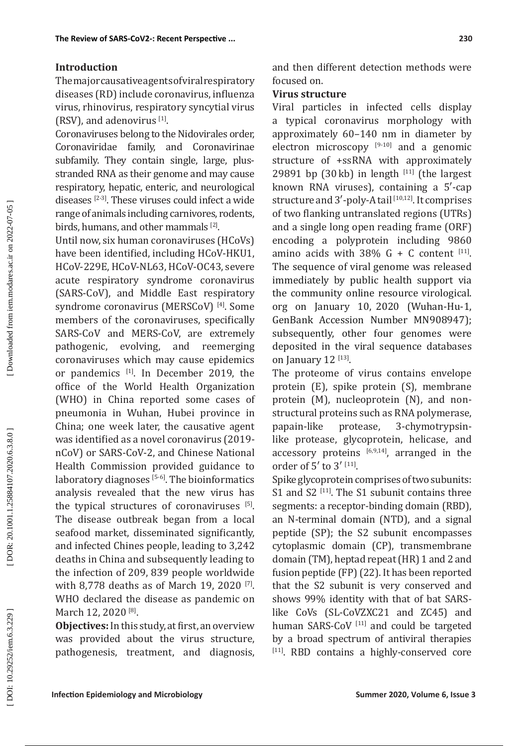## Introduction

The major causative agents of viral respiratory diseases (RD) include coronavirus, influenza virus, rhinovirus, respiratory syncytial virus (RSV), and adenovirus [1].

Coronaviruses belong to the Nidovirales order, Coronaviridae family, and Coronavirinae subfamily. They contain single, large, plus-stranded RNA as their genome and may cause respiratory, hepatic, enteric, and neurological diseases [2-3]. These viruses could infect a wide range of animals including carnivores, rodents, birds, humans, and other mammals [2].

Until now, six human coronaviruses (HCoVs) have been identified, including HCoV-HKU1, HCoV-229E, HCoV-NL63, HCoV-OC43, severe acute respiratory syndrome coronavirus (SARS-CoV), and Middle East respiratory syndrome coronavirus (MERSCoV) [4]. Some members of the coronaviruses, specifically SARS-CoV and MERS-CoV, are extremely pathogenic, evolving, and reemerging coronaviruses which may cause epidemics or pandemics [1]. In December 2019, the office of the World Health Organization (WHO) in China reported some cases of pneumonia in Wuhan, Hubei province in China; one week later, the causative agent was identified as a novel coronavirus (2019-nCoV) or SARS-CoV-2, and Chinese National Health Commission provided guidance to laboratory diagnoses [5-6]. The bioinformatics analysis revealed that the new virus has the typical structures of coronaviruses [5]. The disease outbreak began from a local seafood market, disseminated significantly, and infected Chines people, leading to 3,242 deaths in China and subsequently leading to the infection of 209, 839 people worldwide with 8,778 deaths as of March 19, 2020 [7]. WHO declared the disease as pandemic on March 12, 2020 [8].

**Objectives:** In this study, at first, an overview was provided about the virus structure, pathogenesis, treatment, and diagnosis, and then different detection methods were focused on.

### Virus structure

Viral particles in infected cells display a typical coronavirus morphology with approximately 60–140 nm in diameter by electron microscopy [9-10] and a genomic structure of +ssRNA with approximately 29891 bp (30 kb) in length [11] (the largest known RNA viruses), containing a 5′-cap structure and 3′-poly-A tail [10,12]. It comprises of two flanking untranslated regions (UTRs) and a single long open reading frame (ORF) encoding a polyprotein including 9860 amino acids with 38% G + C content [11]. The sequence of viral genome was released immediately by public health support via the community online resource virological.org on January 10, 2020 (Wuhan-Hu-1, GenBank Accession Number MN908947); subsequently, other four genomes were deposited in the viral sequence databases on January 12 [13].

The proteome of virus contains envelope protein (E), spike protein (S), membrane protein (M), nucleoprotein (N), and non-structural proteins such as RNA polymerase, papain-like protease, 3-chymotrypsin-like protease, glycoprotein, helicase, and accessory proteins [6,9,14], arranged in the order of 5′ to 3′ [11].

Spike glycoprotein comprises of two subunits: S1 and S2 [11]. The S1 subunit contains three segments: a receptor-binding domain (RBD), an N-terminal domain (NTD), and a signal peptide (SP); the S2 subunit encompasses cytoplasmic domain (CP), transmembrane domain (TM), heptad repeat (HR) 1 and 2 and fusion peptide (FP) (22). It has been reported that the S2 subunit is very conserved and shows 99% identity with that of bat SARS-like CoVs (SL-CoVZXC21 and ZC45) and human SARS-CoV [11] and could be targeted by a broad spectrum of antiviral therapies [11]. RBD contains a highly-conserved core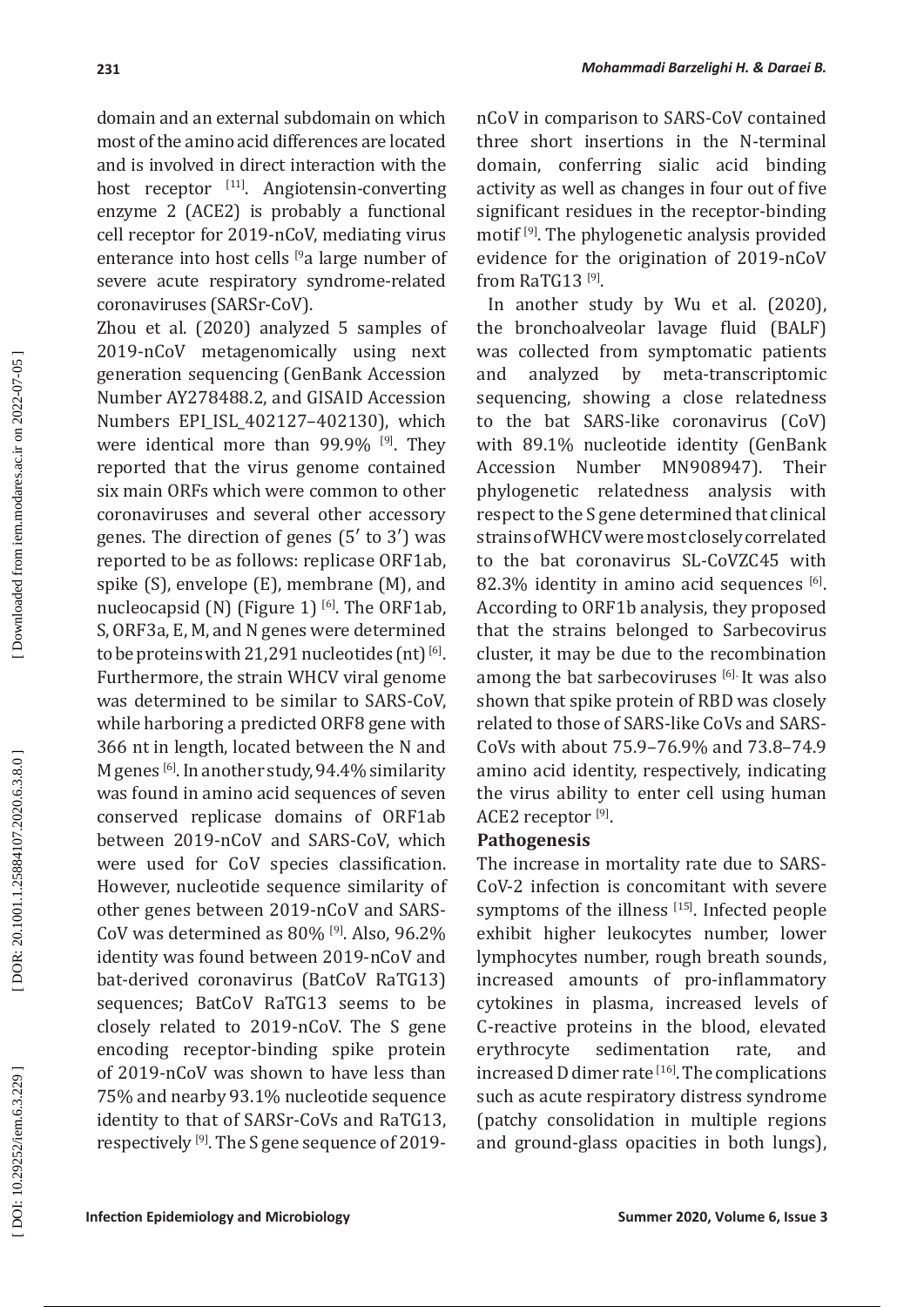domain and an external subdomain on which most of the amino acid differences are located and is involved in direct interaction with the host receptor [11]. Angiotensin-converting enzyme 2 (ACE2) is probably a functional cell receptor for 2019-nCoV, mediating virus enterance into host cells [9a large number of severe acute respiratory syndrome-related coronaviruses (SARSr-CoV).

Zhou et al. (2020) analyzed 5 samples of 2019-nCoV metagenomically using next generation sequencing (GenBank Accession Number AY278488.2, and GISAID Accession Numbers EPI_ISL_402127–402130), which were identical more than 99.9% [9]. They reported that the virus genome contained six main ORFs which were common to other coronaviruses and several other accessory genes. The direction of genes (5′ to 3′) was reported to be as follows: replicase ORF1ab, spike (S), envelope (E), membrane (M), and nucleocapsid (N) (Figure 1) [6]. The ORF1ab, S, ORF3a, E, M, and N genes were determined to be proteins with 21,291 nucleotides (nt) [6]. Furthermore, the strain WHCV viral genome was determined to be similar to SARS-CoV, while harboring a predicted ORF8 gene with 366 nt in length, located between the N and M genes [6]. In another study, 94.4% similarity was found in amino acid sequences of seven conserved replicase domains of ORF1ab between 2019-nCoV and SARS-CoV, which were used for CoV species classification. However, nucleotide sequence similarity of other genes between 2019-nCoV and SARS-CoV was determined as 80% [9]. Also, 96.2% identity was found between 2019-nCoV and bat-derived coronavirus (BatCoV RaTG13) sequences; BatCoV RaTG13 seems to be closely related to 2019-nCoV. The S gene encoding receptor-binding spike protein of 2019-nCoV was shown to have less than 75% and nearby 93.1% nucleotide sequence identity to that of SARSr-CoVs and RaTG13, respectively [9]. The S gene sequence of 2019-nCoV in comparison to SARS-CoV contained three short insertions in the N-terminal domain, conferring sialic acid binding activity as well as changes in four out of five significant residues in the receptor-binding motif [9]. The phylogenetic analysis provided evidence for the origination of 2019-nCoV from RaTG13 [9].

In another study by Wu et al. (2020), the bronchoalveolar lavage fluid (BALF) was collected from symptomatic patients and analyzed by meta-transcriptomic sequencing, showing a close relatedness to the bat SARS-like coronavirus (CoV) with 89.1% nucleotide identity (GenBank Accession Number MN908947). Their phylogenetic relatedness analysis with respect to the S gene determined that clinical strains of WHCV were most closely correlated to the bat coronavirus SL-CoVZC45 with 82.3% identity in amino acid sequences [6]. According to ORF1b analysis, they proposed that the strains belonged to Sarbecovirus cluster, it may be due to the recombination among the bat sarbecoviruses [6]. It was also shown that spike protein of RBD was closely related to those of SARS-like CoVs and SARS-CoVs with about 75.9–76.9% and 73.8–74.9 amino acid identity, respectively, indicating the virus ability to enter cell using human ACE2 receptor [9].

**Pathogenesis**

The increase in mortality rate due to SARS-CoV-2 infection is concomitant with severe symptoms of the illness [15]. Infected people exhibit higher leukocytes number, lower lymphocytes number, rough breath sounds, increased amounts of pro-inflammatory cytokines in plasma, increased levels of C-reactive proteins in the blood, elevated erythrocyte sedimentation rate, and increased D dimer rate [16]. The complications such as acute respiratory distress syndrome (patchy consolidation in multiple regions and ground-glass opacities in both lungs),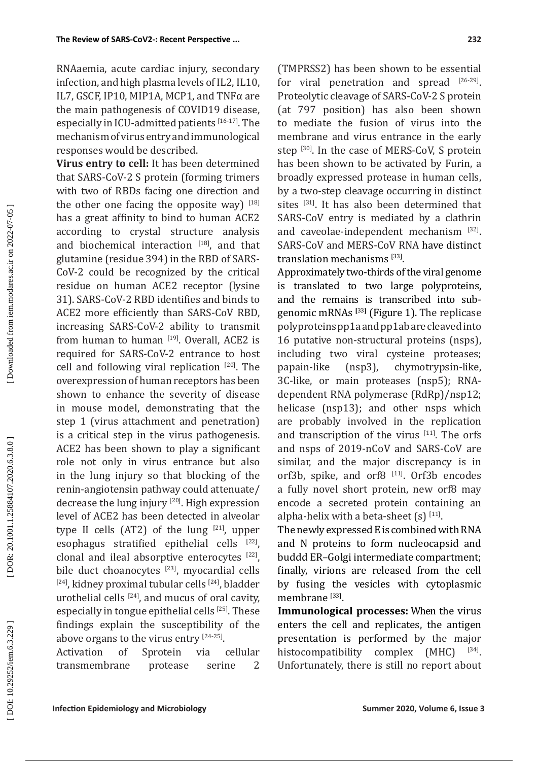RNAaemia, acute cardiac injury, secondary infection, and high plasma levels of IL2, IL10, IL7, GSCF, IP10, MIP1A, MCP1, and TNFα are the main pathogenesis of COVID19 disease, especially in ICU-admitted patients [16-17]. The mechanism of virus entry and immunological responses would be described.

**Virus entry to cell:** It has been determined that SARS-CoV-2 S protein (forming trimers with two of RBDs facing one direction and the other one facing the opposite way) [18] has a great affinity to bind to human ACE2 according to crystal structure analysis and biochemical interaction [18], and that glutamine (residue 394) in the RBD of SARS-CoV-2 could be recognized by the critical residue on human ACE2 receptor (lysine 31). SARS-CoV-2 RBD identifies and binds to ACE2 more efficiently than SARS-CoV RBD, increasing SARS-CoV-2 ability to transmit from human to human [19]. Overall, ACE2 is required for SARS-CoV-2 entrance to host cell and following viral replication [20]. The overexpression of human receptors has been shown to enhance the severity of disease in mouse model, demonstrating that the step 1 (virus attachment and penetration) is a critical step in the virus pathogenesis. ACE2 has been shown to play a significant role not only in virus entrance but also in the lung injury so that blocking of the renin-angiotensin pathway could attenuate/decrease the lung injury [20]. High expression level of ACE2 has been detected in alveolar type II cells (AT2) of the lung [21], upper esophagus stratified epithelial cells [22], clonal and ileal absorptive enterocytes [22], bile duct choanocytes [23], myocardial cells [24], kidney proximal tubular cells [24], bladder urothelial cells [24], and mucus of oral cavity, especially in tongue epithelial cells [25]. These findings explain the susceptibility of the above organs to the virus entry [24-25].

Activation of Sprotein via cellular transmembrane protease serine 2 (TMPRSS2) has been shown to be essential for viral penetration and spread [26-29]. Proteolytic cleavage of SARS-CoV-2 S protein (at 797 position) has also been shown to mediate the fusion of virus into the membrane and virus entrance in the early step [30]. In the case of MERS-CoV, S protein has been shown to be activated by Furin, a broadly expressed protease in human cells, by a two-step cleavage occurring in distinct sites [31]. It has also been determined that SARS-CoV entry is mediated by a clathrin and caveolae-independent mechanism [32]. SARS-CoV and MERS-CoV RNA have distinct translation mechanisms [33].

Approximately two-thirds of the viral genome is translated to two large polyproteins, and the remains is transcribed into sub-genomic mRNAs [33] (Figure 1). The replicase polyproteins pp1a and pp1ab are cleaved into 16 putative non-structural proteins (nsps), including two viral cysteine proteases; papain-like (nsp3), chymotrypsin-like, 3C-like, or main proteases (nsp5); RNA-dependent RNA polymerase (RdRp)/nsp12; helicase (nsp13); and other nsps which are probably involved in the replication and transcription of the virus [11]. The orfs and nsps of 2019-nCoV and SARS-CoV are similar, and the major discrepancy is in orf3b, spike, and orf8 [11]. Orf3b encodes a fully novel short protein, new orf8 may encode a secreted protein containing an alpha-helix with a beta-sheet (s) [11].

The newly expressed E is combined with RNA and N proteins to form nucleocapsid and buddd ER–Golgi intermediate compartment; finally, virions are released from the cell by fusing the vesicles with cytoplasmic membrane [33].

**Immunological processes:** When the virus enters the cell and replicates, the antigen presentation is performed by the major histocompatibility complex (MHC) [34]. Unfortunately, there is still no report about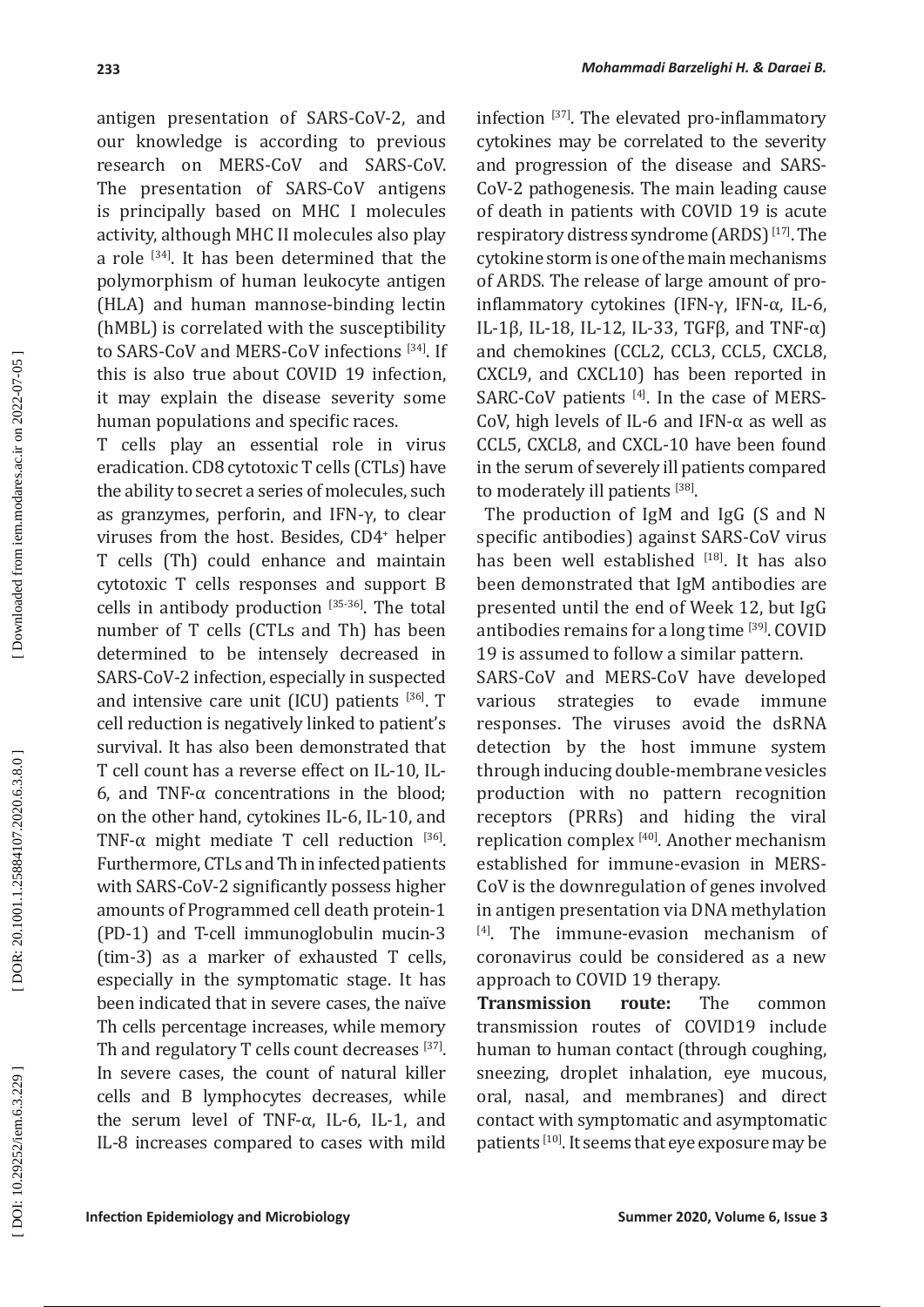antigen presentation of SARS-CoV-2, and our knowledge is according to previous research on MERS-CoV and SARS-CoV. The presentation of SARS-CoV antigens is principally based on MHC I molecules activity, although MHC II molecules also play a role [34]. It has been determined that the polymorphism of human leukocyte antigen (HLA) and human mannose-binding lectin (hMBL) is correlated with the susceptibility to SARS-CoV and MERS-CoV infections [34]. If this is also true about COVID 19 infection, it may explain the disease severity some human populations and specific races.

T cells play an essential role in virus eradication. CD8 cytotoxic T cells (CTLs) have the ability to secret a series of molecules, such as granzymes, perforin, and IFN-γ, to clear viruses from the host. Besides, CD4+ helper T cells (Th) could enhance and maintain cytotoxic T cells responses and support B cells in antibody production [35-36]. The total number of T cells (CTLs and Th) has been determined to be intensely decreased in SARS-CoV-2 infection, especially in suspected and intensive care unit (ICU) patients [36]. T cell reduction is negatively linked to patient's survival. It has also been demonstrated that T cell count has a reverse effect on IL-10, IL-6, and TNF-α concentrations in the blood; on the other hand, cytokines IL-6, IL-10, and TNF-α might mediate T cell reduction [36]. Furthermore, CTLs and Th in infected patients with SARS-CoV-2 significantly possess higher amounts of Programmed cell death protein-1 (PD-1) and T-cell immunoglobulin mucin-3 (tim-3) as a marker of exhausted T cells, especially in the symptomatic stage. It has been indicated that in severe cases, the naïve Th cells percentage increases, while memory Th and regulatory T cells count decreases [37]. In severe cases, the count of natural killer cells and B lymphocytes decreases, while the serum level of TNF-α, IL-6, IL-1, and IL-8 increases compared to cases with mild infection [37]. The elevated pro-inflammatory cytokines may be correlated to the severity and progression of the disease and SARS-CoV-2 pathogenesis. The main leading cause of death in patients with COVID 19 is acute respiratory distress syndrome (ARDS) [17]. The cytokine storm is one of the main mechanisms of ARDS. The release of large amount of pro-inflammatory cytokines (IFN-γ, IFN-α, IL-6, IL-1β, IL-18, IL-12, IL-33, TGFβ, and TNF-α) and chemokines (CCL2, CCL3, CCL5, CXCL8, CXCL9, and CXCL10) has been reported in SARC-CoV patients [4]. In the case of MERS-CoV, high levels of IL-6 and IFN-α as well as CCL5, CXCL8, and CXCL-10 have been found in the serum of severely ill patients compared to moderately ill patients [38].

The production of IgM and IgG (S and N specific antibodies) against SARS-CoV virus has been well established [18]. It has also been demonstrated that IgM antibodies are presented until the end of Week 12, but IgG antibodies remains for a long time [39]. COVID 19 is assumed to follow a similar pattern.

SARS-CoV and MERS-CoV have developed various strategies to evade immune responses. The viruses avoid the dsRNA detection by the host immune system through inducing double-membrane vesicles production with no pattern recognition receptors (PRRs) and hiding the viral replication complex [40]. Another mechanism established for immune-evasion in MERS-CoV is the downregulation of genes involved in antigen presentation via DNA methylation [4]. The immune-evasion mechanism of coronavirus could be considered as a new approach to COVID 19 therapy.

**Transmission route:** The common transmission routes of COVID19 include human to human contact (through coughing, sneezing, droplet inhalation, eye mucous, oral, nasal, and membranes) and direct contact with symptomatic and asymptomatic patients [10]. It seems that eye exposure may be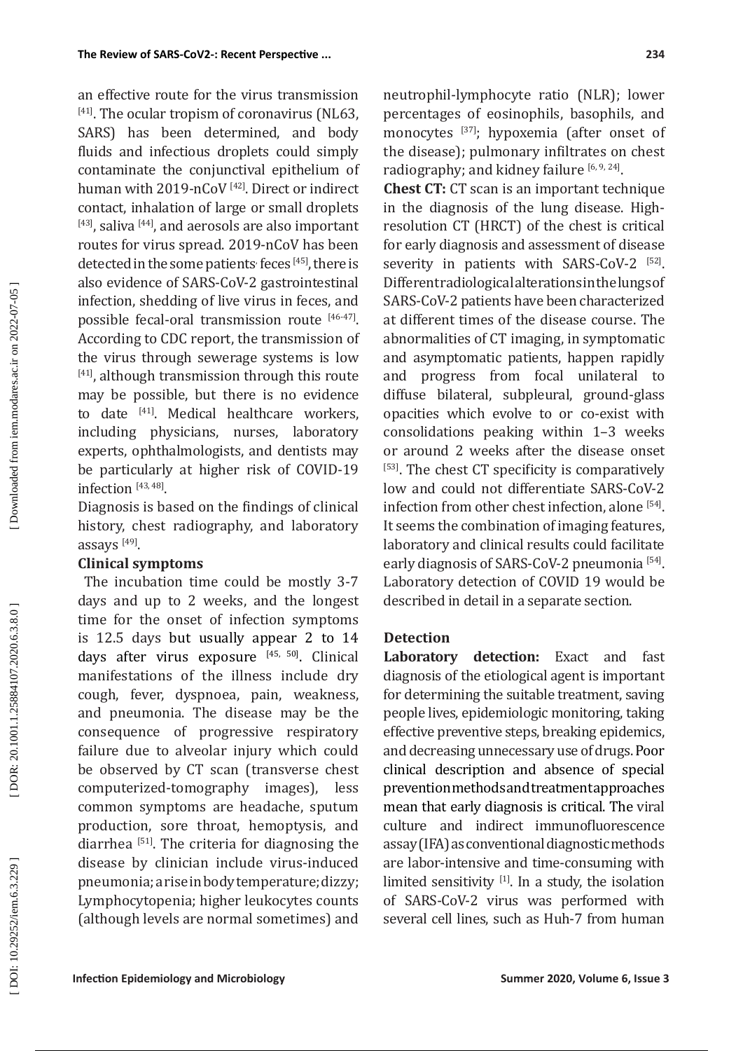an effective route for the virus transmission [41]. The ocular tropism of coronavirus (NL63, SARS) has been determined, and body fluids and infectious droplets could simply contaminate the conjunctival epithelium of human with 2019-nCoV [42]. Direct or indirect contact, inhalation of large or small droplets [43], saliva [44], and aerosols are also important routes for virus spread. 2019-nCoV has been detected in the some patients' feces [45], there is also evidence of SARS-CoV-2 gastrointestinal infection, shedding of live virus in feces, and possible fecal-oral transmission route [46-47]. According to CDC report, the transmission of the virus through sewerage systems is low [41], although transmission through this route may be possible, but there is no evidence to date [41]. Medical healthcare workers, including physicians, nurses, laboratory experts, ophthalmologists, and dentists may be particularly at higher risk of COVID-19 infection [43, 48].

Diagnosis is based on the findings of clinical history, chest radiography, and laboratory assays [49].

**Clinical symptoms**

The incubation time could be mostly 3-7 days and up to 2 weeks, and the longest time for the onset of infection symptoms is 12.5 days but usually appear 2 to 14 days after virus exposure [45, 50]. Clinical manifestations of the illness include dry cough, fever, dyspnoea, pain, weakness, and pneumonia. The disease may be the consequence of progressive respiratory failure due to alveolar injury which could be observed by CT scan (transverse chest computerized-tomography images), less common symptoms are headache, sputum production, sore throat, hemoptysis, and diarrhea [51]. The criteria for diagnosing the disease by clinician include virus-induced pneumonia; a rise in body temperature; dizzy; Lymphocytopenia; higher leukocytes counts (although levels are normal sometimes) and neutrophil-lymphocyte ratio (NLR); lower percentages of eosinophils, basophils, and monocytes [37]; hypoxemia (after onset of the disease); pulmonary infiltrates on chest radiography; and kidney failure [6, 9, 24].

**Chest CT:** CT scan is an important technique in the diagnosis of the lung disease. High-resolution CT (HRCT) of the chest is critical for early diagnosis and assessment of disease severity in patients with SARS-CoV-2 [52]. Different radiological alterations in the lungs of SARS-CoV-2 patients have been characterized at different times of the disease course. The abnormalities of CT imaging, in symptomatic and asymptomatic patients, happen rapidly and progress from focal unilateral to diffuse bilateral, subpleural, ground-glass opacities which evolve to or co-exist with consolidations peaking within 1–3 weeks or around 2 weeks after the disease onset [53]. The chest CT specificity is comparatively low and could not differentiate SARS-CoV-2 infection from other chest infection, alone [54]. It seems the combination of imaging features, laboratory and clinical results could facilitate early diagnosis of SARS-CoV-2 pneumonia [54]. Laboratory detection of COVID 19 would be described in detail in a separate section.

## Detection

**Laboratory detection:** Exact and fast diagnosis of the etiological agent is important for determining the suitable treatment, saving people lives, epidemiologic monitoring, taking effective preventive steps, breaking epidemics, and decreasing unnecessary use of drugs. Poor clinical description and absence of special prevention methods and treatment approaches mean that early diagnosis is critical. The viral culture and indirect immunofluorescence assay (IFA) as conventional diagnostic methods are labor-intensive and time-consuming with limited sensitivity [1]. In a study, the isolation of SARS-CoV-2 virus was performed with several cell lines, such as Huh-7 from human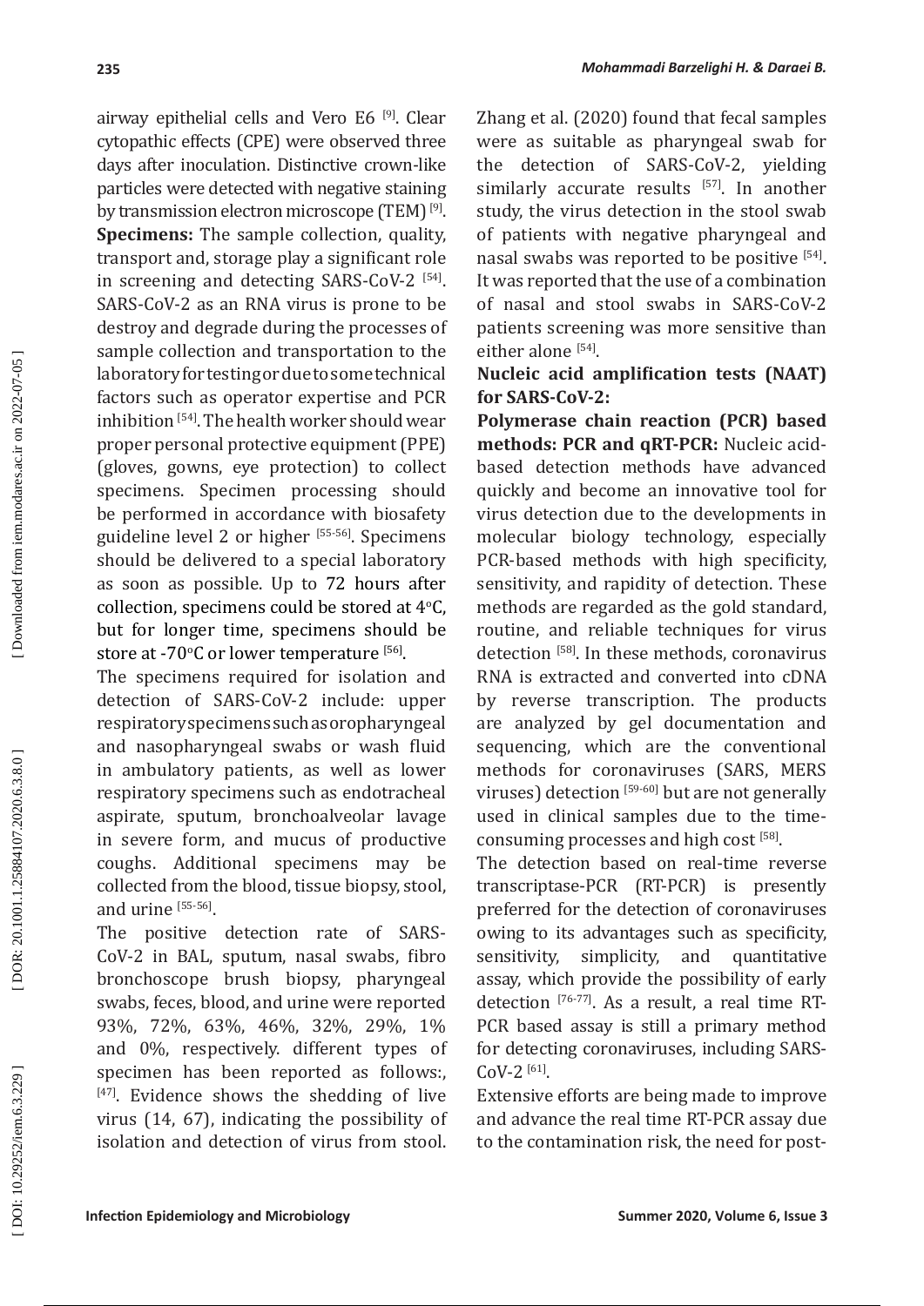airway epithelial cells and Vero E6 [9]. Clear cytopathic effects (CPE) were observed three days after inoculation. Distinctive crown-like particles were detected with negative staining by transmission electron microscope (TEM) [9].

**Specimens:** The sample collection, quality, transport and, storage play a significant role in screening and detecting SARS-CoV-2 [54]. SARS-CoV-2 as an RNA virus is prone to be destroy and degrade during the processes of sample collection and transportation to the laboratory for testing or due to some technical factors such as operator expertise and PCR inhibition [54]. The health worker should wear proper personal protective equipment (PPE) (gloves, gowns, eye protection) to collect specimens. Specimen processing should be performed in accordance with biosafety guideline level 2 or higher [55-56]. Specimens should be delivered to a special laboratory as soon as possible. Up to 72 hours after collection, specimens could be stored at 4°C, but for longer time, specimens should be store at -70°C or lower temperature [56].

The specimens required for isolation and detection of SARS-CoV-2 include: upper respiratory specimens such as oropharyngeal and nasopharyngeal swabs or wash fluid in ambulatory patients, as well as lower respiratory specimens such as endotracheal aspirate, sputum, bronchoalveolar lavage in severe form, and mucus of productive coughs. Additional specimens may be collected from the blood, tissue biopsy, stool, and urine [55-56].

The positive detection rate of SARS-CoV-2 in BAL, sputum, nasal swabs, fibro bronchoscope brush biopsy, pharyngeal swabs, feces, blood, and urine were reported 93%, 72%, 63%, 46%, 32%, 29%, 1% and 0%, respectively. different types of specimen has been reported as follows:, [47]. Evidence shows the shedding of live virus (14, 67), indicating the possibility of isolation and detection of virus from stool. Zhang et al. (2020) found that fecal samples were as suitable as pharyngeal swab for the detection of SARS-CoV-2, yielding similarly accurate results [57]. In another study, the virus detection in the stool swab of patients with negative pharyngeal and nasal swabs was reported to be positive [54]. It was reported that the use of a combination of nasal and stool swabs in SARS-CoV-2 patients screening was more sensitive than either alone [54].

**Nucleic acid amplification tests (NAAT) for SARS-CoV-2:**

**Polymerase chain reaction (PCR) based methods: PCR and qRT-PCR:** Nucleic acid-based detection methods have advanced quickly and become an innovative tool for virus detection due to the developments in molecular biology technology, especially PCR-based methods with high specificity, sensitivity, and rapidity of detection. These methods are regarded as the gold standard, routine, and reliable techniques for virus detection [58]. In these methods, coronavirus RNA is extracted and converted into cDNA by reverse transcription. The products are analyzed by gel documentation and sequencing, which are the conventional methods for coronaviruses (SARS, MERS viruses) detection [59-60] but are not generally used in clinical samples due to the time-consuming processes and high cost [58].

The detection based on real-time reverse transcriptase-PCR (RT-PCR) is presently preferred for the detection of coronaviruses owing to its advantages such as specificity, sensitivity, simplicity, and quantitative assay, which provide the possibility of early detection [76-77]. As a result, a real time RT-PCR based assay is still a primary method for detecting coronaviruses, including SARS-CoV-2 [61].

Extensive efforts are being made to improve and advance the real time RT-PCR assay due to the contamination risk, the need for post-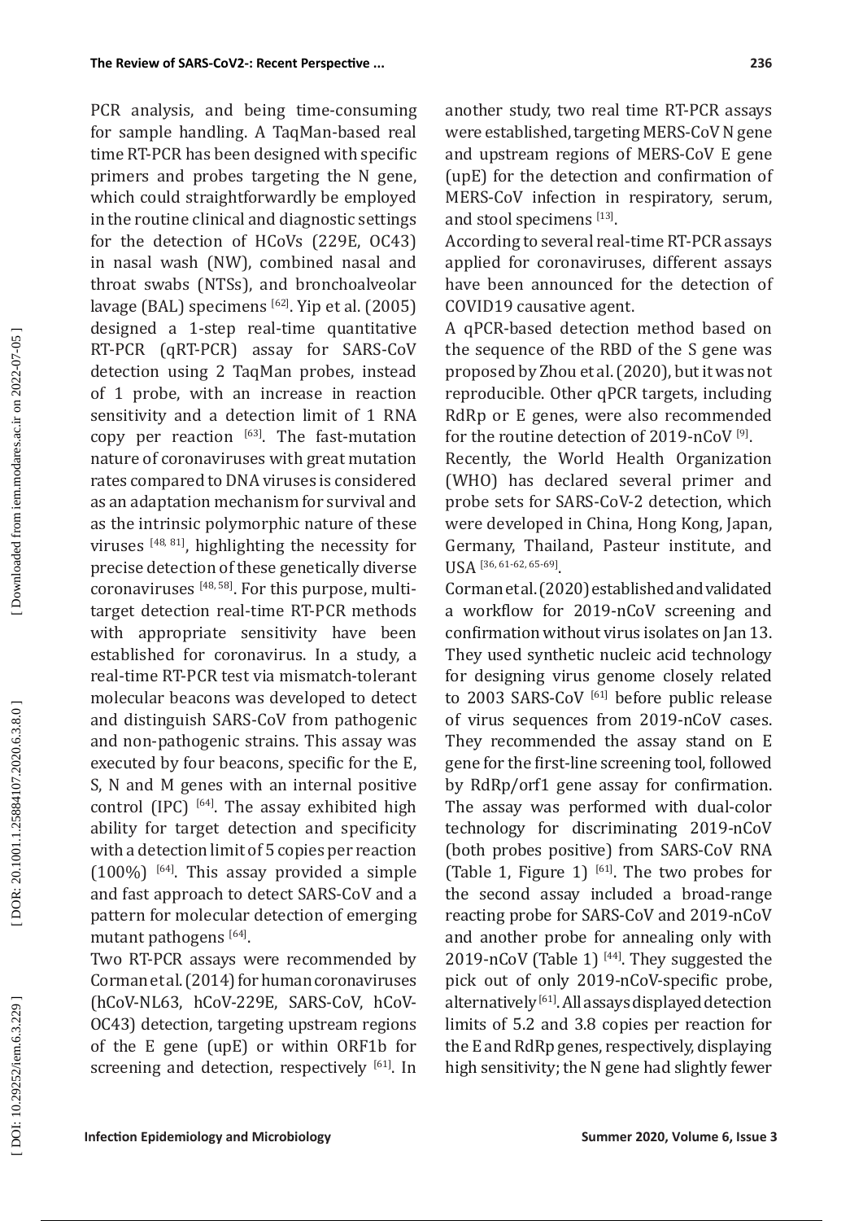PCR analysis, and being time-consuming for sample handling. A TaqMan-based real time RT-PCR has been designed with specific primers and probes targeting the N gene, which could straightforwardly be employed in the routine clinical and diagnostic settings for the detection of HCoVs (229E, OC43) in nasal wash (NW), combined nasal and throat swabs (NTSs), and bronchoalveolar lavage (BAL) specimens [62]. Yip et al. (2005) designed a 1-step real-time quantitative RT-PCR (qRT-PCR) assay for SARS-CoV detection using 2 TaqMan probes, instead of 1 probe, with an increase in reaction sensitivity and a detection limit of 1 RNA copy per reaction [63]. The fast-mutation nature of coronaviruses with great mutation rates compared to DNA viruses is considered as an adaptation mechanism for survival and as the intrinsic polymorphic nature of these viruses [48, 81], highlighting the necessity for precise detection of these genetically diverse coronaviruses [48, 58]. For this purpose, multi-target detection real-time RT-PCR methods with appropriate sensitivity have been established for coronavirus. In a study, a real-time RT-PCR test via mismatch-tolerant molecular beacons was developed to detect and distinguish SARS-CoV from pathogenic and non-pathogenic strains. This assay was executed by four beacons, specific for the E, S, N and M genes with an internal positive control (IPC) [64]. The assay exhibited high ability for target detection and specificity with a detection limit of 5 copies per reaction (100%) [64]. This assay provided a simple and fast approach to detect SARS-CoV and a pattern for molecular detection of emerging mutant pathogens [64].

Two RT-PCR assays were recommended by Corman et al. (2014) for human coronaviruses (hCoV-NL63, hCoV-229E, SARS-CoV, hCoV-OC43) detection, targeting upstream regions of the E gene (upE) or within ORF1b for screening and detection, respectively [61]. In another study, two real time RT-PCR assays were established, targeting MERS-CoV N gene and upstream regions of MERS-CoV E gene (upE) for the detection and confirmation of MERS-CoV infection in respiratory, serum, and stool specimens [13].

According to several real-time RT-PCR assays applied for coronaviruses, different assays have been announced for the detection of COVID19 causative agent.

A qPCR-based detection method based on the sequence of the RBD of the S gene was proposed by Zhou et al. (2020), but it was not reproducible. Other qPCR targets, including RdRp or E genes, were also recommended for the routine detection of 2019-nCoV [9].

Recently, the World Health Organization (WHO) has declared several primer and probe sets for SARS-CoV-2 detection, which were developed in China, Hong Kong, Japan, Germany, Thailand, Pasteur institute, and USA [36, 61-62, 65-69].

Corman et al. (2020) established and validated a workflow for 2019-nCoV screening and confirmation without virus isolates on Jan 13. They used synthetic nucleic acid technology for designing virus genome closely related to 2003 SARS-CoV [61] before public release of virus sequences from 2019-nCoV cases. They recommended the assay stand on E gene for the first-line screening tool, followed by RdRp/orf1 gene assay for confirmation. The assay was performed with dual-color technology for discriminating 2019-nCoV (both probes positive) from SARS-CoV RNA (Table 1, Figure 1) [61]. The two probes for the second assay included a broad-range reacting probe for SARS-CoV and 2019-nCoV and another probe for annealing only with 2019-nCoV (Table 1) [44]. They suggested the pick out of only 2019-nCoV-specific probe, alternatively [61]. All assays displayed detection limits of 5.2 and 3.8 copies per reaction for the E and RdRp genes, respectively, displaying high sensitivity; the N gene had slightly fewer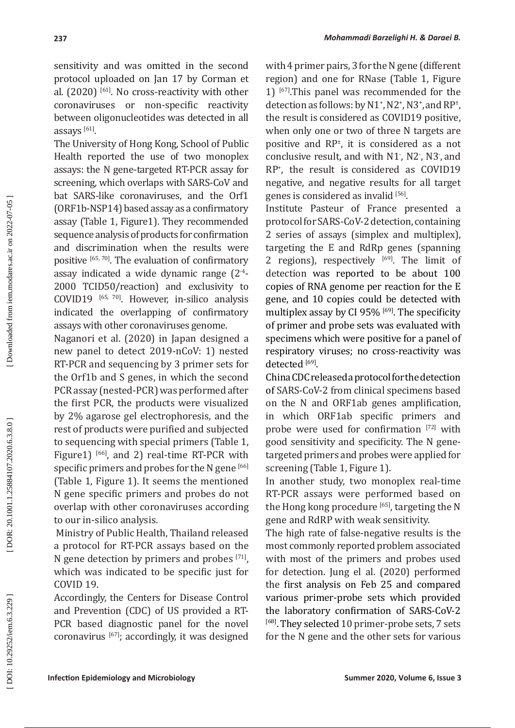sensitivity and was omitted in the second protocol uploaded on Jan 17 by Corman et al. (2020) [61]. No cross-reactivity with other coronaviruses or non-specific reactivity between oligonucleotides was detected in all assays [61].

The University of Hong Kong, School of Public Health reported the use of two monoplex assays: the N gene-targeted RT-PCR assay for screening, which overlaps with SARS-CoV and bat SARS-like coronaviruses, and the Orf1 (ORF1b-NSP14) based assay as a confirmatory assay (Table 1, Figure1). They recommended sequence analysis of products for confirmation and discrimination when the results were positive [65, 70]. The evaluation of confirmatory assay indicated a wide dynamic range ($2^{-4}$-2000 TCID50/reaction) and exclusivity to COVID19 [65, 70]. However, in-silico analysis indicated the overlapping of confirmatory assays with other coronaviruses genome.

Naganori et al. (2020) in Japan designed a new panel to detect 2019-nCoV: 1) nested RT-PCR and sequencing by 3 primer sets for the Orf1b and S genes, in which the second PCR assay (nested-PCR) was performed after the first PCR, the products were visualized by 2% agarose gel electrophoresis, and the rest of products were purified and subjected to sequencing with special primers (Table 1, Figure1) [66], and 2) real-time RT-PCR with specific primers and probes for the N gene [66] (Table 1, Figure 1). It seems the mentioned N gene specific primers and probes do not overlap with other coronaviruses according to our in-silico analysis.

Ministry of Public Health, Thailand released a protocol for RT-PCR assays based on the N gene detection by primers and probes [71], which was indicated to be specific just for COVID 19.

Accordingly, the Centers for Disease Control and Prevention (CDC) of US provided a RT-PCR based diagnostic panel for the novel coronavirus [67]; accordingly, it was designed with 4 primer pairs, 3 for the N gene (different region) and one for RNase (Table 1, Figure 1) [67].This panel was recommended for the detection as follows: by $N1^{+}$, $N2^{+}$, $N3^{+}$, and $RP^{\pm}$, the result is considered as COVID19 positive, when only one or two of three N targets are positive and $RP^{\pm}$, it is considered as a not conclusive result, and with $N1^{-}$, $N2^{-}$, $N3^{-}$, and $RP^{+}$, the result is considered as COVID19 negative, and negative results for all target genes is considered as invalid [56].

Institute Pasteur of France presented a protocol for SARS-CoV-2 detection, containing 2 series of assays (simplex and multiplex), targeting the E and RdRp genes (spanning 2 regions), respectively [69]. The limit of detection was reported to be about 100 copies of RNA genome per reaction for the E gene, and 10 copies could be detected with multiplex assay by CI 95% [69]. The specificity of primer and probe sets was evaluated with specimens which were positive for a panel of respiratory viruses; no cross-reactivity was detected [69].

China CDC released a protocol for the detection of SARS-CoV-2 from clinical specimens based on the N and ORF1ab genes amplification, in which ORF1ab specific primers and probe were used for confirmation [72] with good sensitivity and specificity. The N gene-targeted primers and probes were applied for screening (Table 1, Figure 1).

In another study, two monoplex real-time RT-PCR assays were performed based on the Hong kong procedure [65], targeting the N gene and RdRP with weak sensitivity.

The high rate of false-negative results is the most commonly reported problem associated with most of the primers and probes used for detection. Jung el al. (2020) performed the first analysis on Feb 25 and compared various primer-probe sets which provided the laboratory confirmation of SARS-CoV-2 [68]. They selected 10 primer-probe sets, 7 sets for the N gene and the other sets for various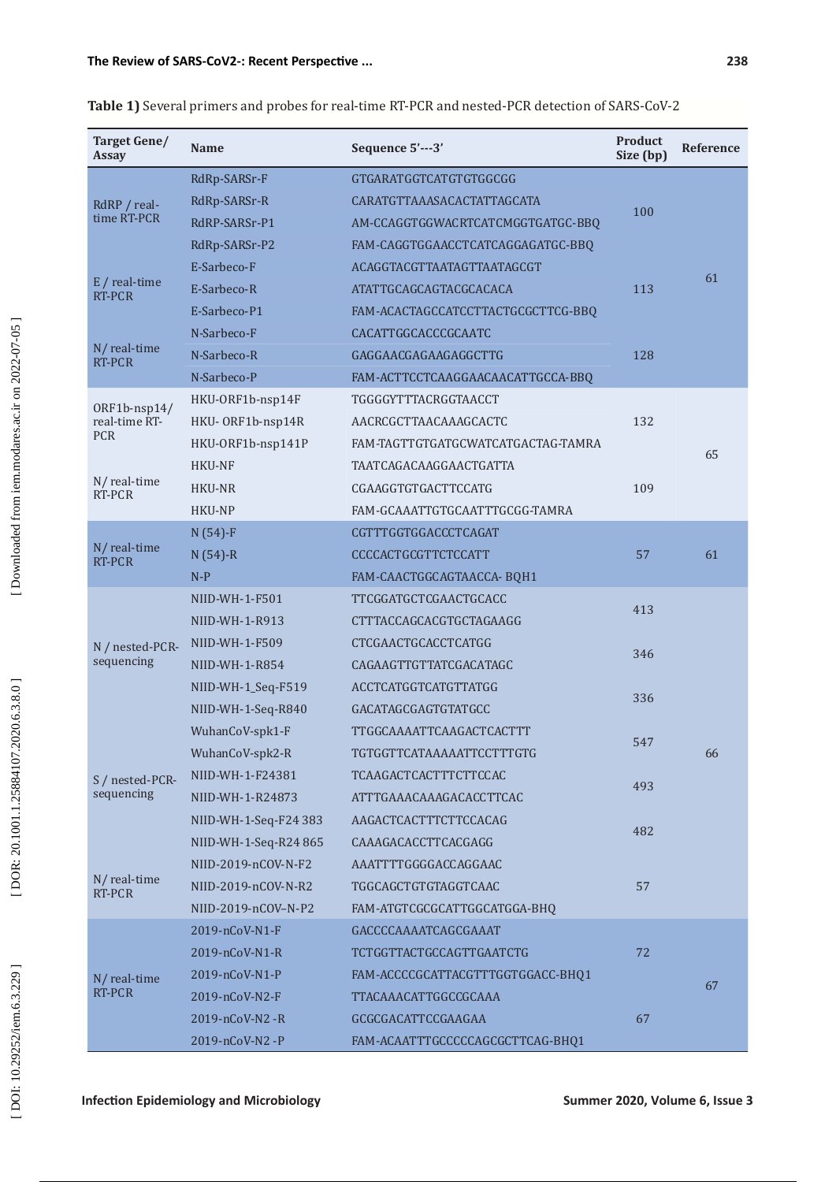**Table 1)** Several primers and probes for real-time RT-PCR and nested-PCR detection of SARS-CoV-2

| Target Gene/ Assay | Name | Sequence 5'---3' | Product Size (bp) | Reference |
|---|---|---|---|---|
| RdRP / real-time RT-PCR | RdRp-SARSr-F | GTGARATGGTCATGTGTGGCGG | 100 | 61 |
| | RdRp-SARSr-R | CARATGTTAAASACACTATTAGCATA | | |
| | RdRP-SARSr-P1 | AM-CCAGGTGGWACRTCATCMGGTGATGC-BBQ | | |
| | RdRp-SARSr-P2 | FAM-CAGGTGGAACCTCATCAGGAGATGC-BBQ | | |
| E / real-time RT-PCR | E-Sarbeco-F | ACAGGTACGTTAATAGTTAATAGCGT | 113 | |
| | E-Sarbeco-R | ATATTGCAGCAGTACGCACACA | | |
| | E-Sarbeco-P1 | FAM-ACACTAGCCATCCTTACTGCGCTTCG-BBQ | | |
| N/ real-time RT-PCR | N-Sarbeco-F | CACATTGGCACCCGCAATC | 128 | |
| | N-Sarbeco-R | GAGGAACGAGAAGAGGCTTG | | |
| | N-Sarbeco-P | FAM-ACTTCCTCAAGGAACAACATTGCCA-BBQ | | |
| ORF1b-nsp14/ real-time RT-PCR | HKU-ORF1b-nsp14F | TGGGGYTTTACRGGTAACCT | 132 | 65 |
| | HKU- ORF1b-nsp14R | AACRCGCTTAACAAAGCACTC | | |
| | HKU-ORF1b-nsp141P | FAM-TAGTTGTGATGCWATCATGACTAG-TAMRA | | |
| N/ real-time RT-PCR | HKU-NF | TAATCAGACAAGGAACTGATTA | 109 | |
| | HKU-NR | CGAAGGTGTGACTTCCATG | | |
| | HKU-NP | FAM-GCAAATTGTGCAATTTGCGG-TAMRA | | |
| N/ real-time RT-PCR | N (54)-F | CGTTTGGTGGACCCTCAGAT | 57 | 61 |
| | N (54)-R | CCCCACTGCGTTCTCCATT | | |
| | N-P | FAM-CAACTGGCAGTAACCA- BQH1 | | |
| N / nested-PCR-sequencing | NIID-WH-1-F501 | TTCGGATGCTCGAACTGCACC | 413 | 66 |
| | NIID-WH-1-R913 | CTTTACCAGCACGTGCTAGAAGG | | |
| | NIID-WH-1-F509 | CTCGAACTGCACCTCATGG | 346 | |
| | NIID-WH-1-R854 | CAGAAGTTGTTATCGACATAGC | | |
| | NIID-WH-1_Seq-F519 | ACCTCATGGTCATGTTATGG | 336 | |
| | NIID-WH-1-Seq-R840 | GACATAGCGAGTGTATGCC | | |
| S / nested-PCR-sequencing | WuhanCoV-spk1-F | TTGGCAAAATTCAAGACTCACTTT | 547 | |
| | WuhanCoV-spk2-R | TGTGGTTCATAAAAATTCCTTTGTG | | |
| | NIID-WH-1-F24381 | TCAAGACTCACTTTCTTCCAC | 493 | |
| | NIID-WH-1-R24873 | ATTTGAAACAAAGACACCTTCAC | | |
| | NIID-WH-1-Seq-F24 383 | AAGACTCACTTTCTTCCACAG | 482 | |
| | NIID-WH-1-Seq-R24 865 | CAAAGACACCTTCACGAGG | | |
| N/ real-time RT-PCR | NIID-2019-nCOV-N-F2 | AAATTTTGGGGACCAGGAAC | 57 | |
| | NIID-2019-nCOV-N-R2 | TGGCAGCTGTGTAGGTCAAC | | |
| | NIID-2019-nCOV–N-P2 | FAM-ATGTCGCGCATTGGCATGGA-BHQ | | |
| N/ real-time RT-PCR | 2019-nCoV-N1-F | GACCCCAAAATCAGCGAAAT | 72 | 67 |
| | 2019-nCoV-N1-R | TCTGGTTACTGCCAGTTGAATCTG | | |
| | 2019-nCoV-N1-P | FAM-ACCCCGCATTACGTTTGGTGGACC-BHQ1 | | |
| | 2019-nCoV-N2-F | TTACAAACATTGGCCGCAAA | 67 | |
| | 2019-nCoV-N2 -R | GCGCGACATTCCGAAGAA | | |
| | 2019-nCoV-N2 -P | FAM-ACAATTTGCCCCCAGCGCTTCAG-BHQ1 | | |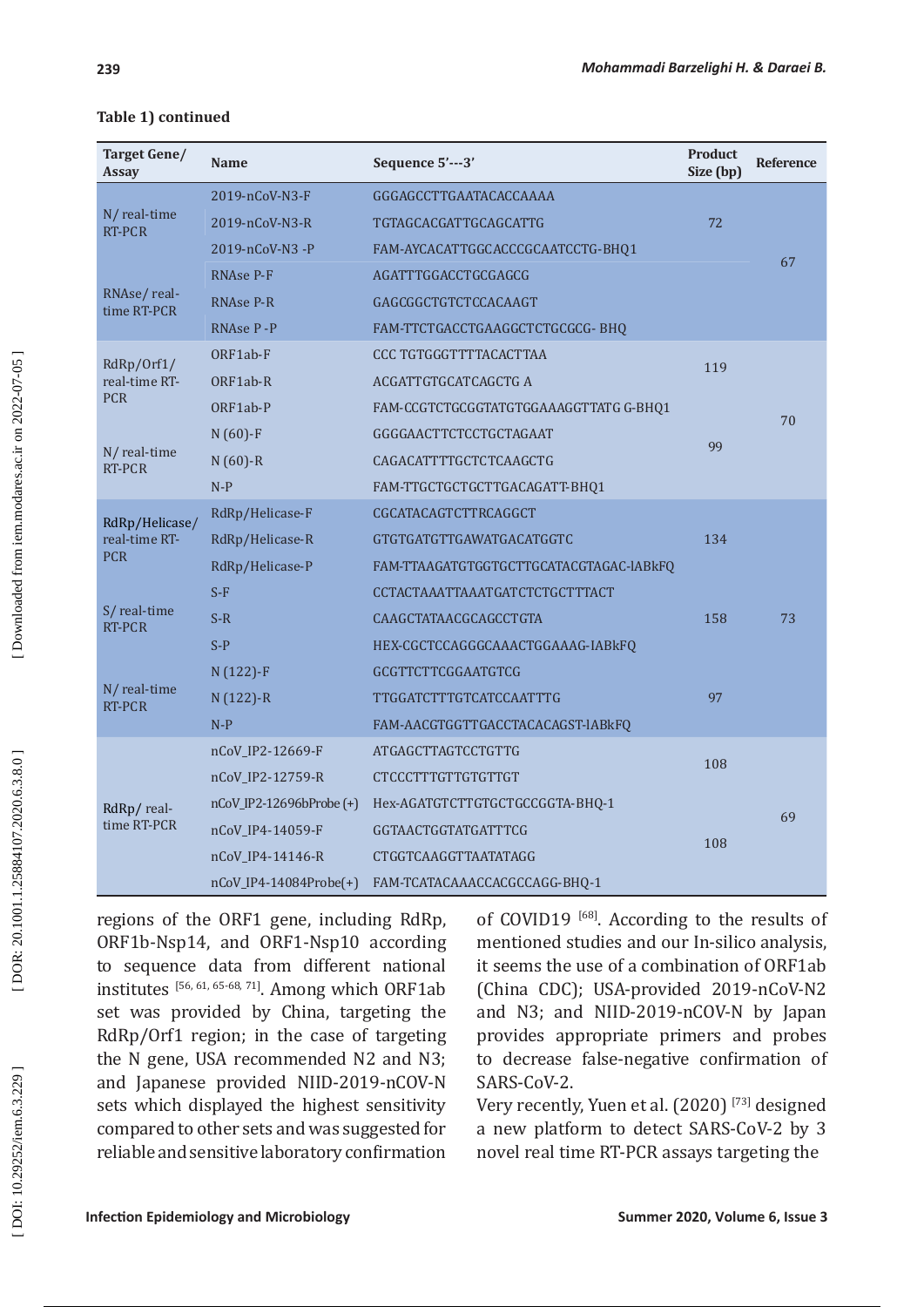**Table 1) continued**

| Target Gene/ Assay | Name | Sequence 5′---3′ | Product Size (bp) | Reference |
|---|---|---|---|---|
| N/ real-time RT-PCR | 2019-nCoV-N3-F | GGGAGCCTTGAATACACCAAAA | 72 | 67 |
| | 2019-nCoV-N3-R | TGTAGCACGATTGCAGCATTG | | |
| | 2019-nCoV-N3 -P | FAM-AYCACATTGGCACCCGCAATCCTG-BHQ1 | | |
| RNAse/ real-time RT-PCR | RNAse P-F | AGATTTGGACCTGCGAGCG | | |
| | RNAse P-R | GAGCGGCTGTCTCCACAAGT | | |
| | RNAse P -P | FAM-TTCTGACCTGAAGGCTCTGCGCG- BHQ | | |
| RdRp/Orf1/ real-time RT-PCR | ORF1ab-F | CCC TGTGGGTTTTACACTTAA | 119 | 70 |
| | ORF1ab-R | ACGATTGTGCATCAGCTG A | | |
| | ORF1ab-P | FAM-CCGTCTGCGGTATGTGGAAAGGTTATG G-BHQ1 | | |
| N/ real-time RT-PCR | N (60)-F | GGGGAACTTCTCCTGCTAGAAT | 99 | |
| | N (60)-R | CAGACATTTTGCTCTCAAGCTG | | |
| | N-P | FAM-TTGCTGCTGCTTGACAGATT-BHQ1 | | |
| RdRp/Helicase/ real-time RT-PCR | RdRp/Helicase-F | CGCATACAGTCTTRCAGGCT | 134 | 73 |
| | RdRp/Helicase-R | GTGTGATGTTGAWATGACATGGTC | | |
| | RdRp/Helicase-P | FAM-TTAAGATGTGGTGCTTGCATACGTAGAC-IABkFQ | | |
| S/ real-time RT-PCR | S-F | CCTACTAAATTAAATGATCTCTGCTTTACT | 158 | |
| | S-R | CAAGCTATAACGCAGCCTGTA | | |
| | S-P | HEX-CGCTCCAGGGCAAACTGGAAAG-IABkFQ | | |
| N/ real-time RT-PCR | N (122)-F | GCGTTCTTCGGAATGTCG | 97 | |
| | N (122)-R | TTGGATCTTTGTCATCCAATTTG | | |
| | N-P | FAM-AACGTGGTTGACCTACACAGST-IABkFQ | | |
| RdRp/ real-time RT-PCR | nCoV_IP2-12669-F | ATGAGCTTAGTCCTGTTG | 108 | 69 |
| | nCoV_IP2-12759-R | CTCCCTTTGTTGTGTTGT | | |
| | nCoV_IP2-12696bProbe (+) | Hex-AGATGTCTTGTGCTGCCGGTA-BHQ-1 | | |
| | nCoV_IP4-14059-F | GGTAACTGGTATGATTTCG | 108 | |
| | nCoV_IP4-14146-R | CTGGTCAAGGTTAATATAGG | | |
| | nCoV_IP4-14084Probe(+) | FAM-TCATACAAACCACGCCAGG-BHQ-1 | | |

regions of the ORF1 gene, including RdRp, ORF1b-Nsp14, and ORF1-Nsp10 according to sequence data from different national institutes [56, 61, 65-68, 71]. Among which ORF1ab set was provided by China, targeting the RdRp/Orf1 region; in the case of targeting the N gene, USA recommended N2 and N3; and Japanese provided NIID-2019-nCOV-N sets which displayed the highest sensitivity compared to other sets and was suggested for reliable and sensitive laboratory confirmation of COVID19 [68]. According to the results of mentioned studies and our In-silico analysis, it seems the use of a combination of ORF1ab (China CDC); USA-provided 2019-nCoV-N2 and N3; and NIID-2019-nCOV-N by Japan provides appropriate primers and probes to decrease false-negative confirmation of SARS-CoV-2.

Very recently, Yuen et al. (2020) [73] designed a new platform to detect SARS-CoV-2 by 3 novel real time RT-PCR assays targeting the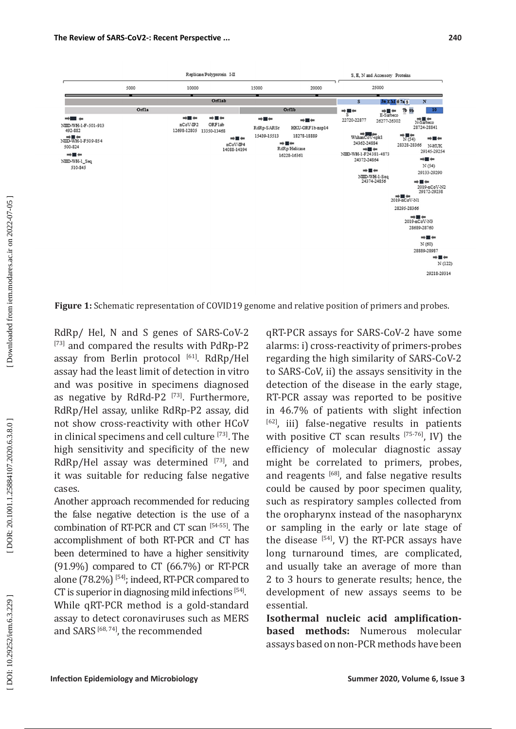**Figure 1:** Schematic representation of COVID19 genome and relative position of primers and probes.

RdRp/ Hel, N and S genes of SARS-CoV-2 [73] and compared the results with PdRp-P2 assay from Berlin protocol [61]. RdRp/Hel assay had the least limit of detection in vitro and was positive in specimens diagnosed as negative by RdRd-P2 [73]. Furthermore, RdRp/Hel assay, unlike RdRp-P2 assay, did not show cross-reactivity with other HCoV in clinical specimens and cell culture [73]. The high sensitivity and specificity of the new RdRp/Hel assay was determined [73], and it was suitable for reducing false negative cases.

Another approach recommended for reducing the false negative detection is the use of a combination of RT-PCR and CT scan [54-55]. The accomplishment of both RT-PCR and CT has been determined to have a higher sensitivity (91.9%) compared to CT (66.7%) or RT-PCR alone (78.2%) [54]; indeed, RT-PCR compared to CT is superior in diagnosing mild infections [54].

While qRT-PCR method is a gold-standard assay to detect coronaviruses such as MERS and SARS [68, 74], the recommended qRT-PCR assays for SARS-CoV-2 have some alarms: i) cross-reactivity of primers-probes regarding the high similarity of SARS-CoV-2 to SARS-CoV, ii) the assays sensitivity in the detection of the disease in the early stage, RT-PCR assay was reported to be positive in 46.7% of patients with slight infection [62], iii) false-negative results in patients with positive CT scan results [75-76], IV) the efficiency of molecular diagnostic assay might be correlated to primers, probes, and reagents [68], and false negative results could be caused by poor specimen quality, such as respiratory samples collected from the oropharynx instead of the nasopharynx or sampling in the early or late stage of the disease [54], V) the RT-PCR assays have long turnaround times, are complicated, and usually take an average of more than 2 to 3 hours to generate results; hence, the development of new assays seems to be essential.

**Isothermal nucleic acid amplification-based methods:** Numerous molecular assays based on non-PCR methods have been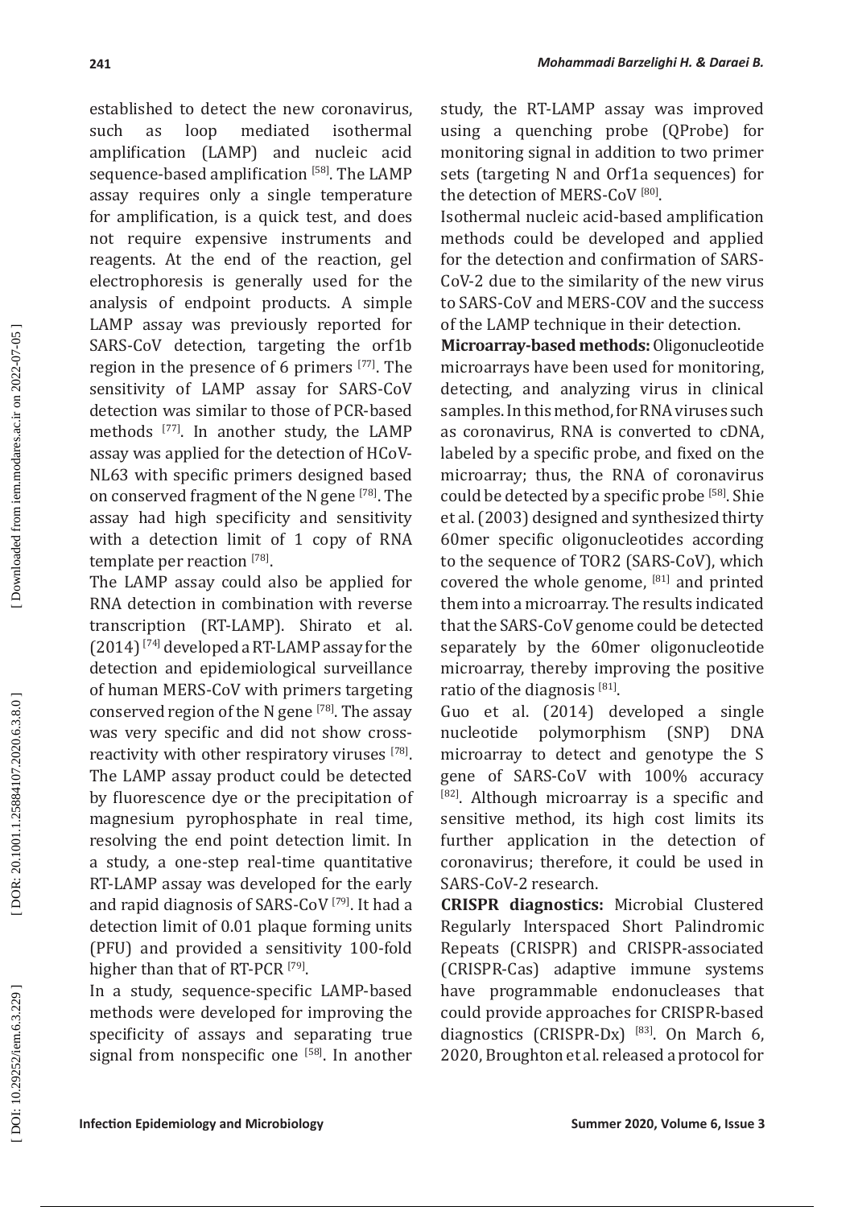established to detect the new coronavirus, such as loop mediated isothermal amplification (LAMP) and nucleic acid sequence-based amplification [58]. The LAMP assay requires only a single temperature for amplification, is a quick test, and does not require expensive instruments and reagents. At the end of the reaction, gel electrophoresis is generally used for the analysis of endpoint products. A simple LAMP assay was previously reported for SARS-CoV detection, targeting the orf1b region in the presence of 6 primers [77]. The sensitivity of LAMP assay for SARS-CoV detection was similar to those of PCR-based methods [77]. In another study, the LAMP assay was applied for the detection of HCoV-NL63 with specific primers designed based on conserved fragment of the N gene [78]. The assay had high specificity and sensitivity with a detection limit of 1 copy of RNA template per reaction [78].

The LAMP assay could also be applied for RNA detection in combination with reverse transcription (RT-LAMP). Shirato et al. (2014) [74] developed a RT-LAMP assay for the detection and epidemiological surveillance of human MERS-CoV with primers targeting conserved region of the N gene [78]. The assay was very specific and did not show cross-reactivity with other respiratory viruses [78]. The LAMP assay product could be detected by fluorescence dye or the precipitation of magnesium pyrophosphate in real time, resolving the end point detection limit. In a study, a one-step real-time quantitative RT-LAMP assay was developed for the early and rapid diagnosis of SARS-CoV [79]. It had a detection limit of 0.01 plaque forming units (PFU) and provided a sensitivity 100-fold higher than that of RT-PCR [79].

In a study, sequence-specific LAMP-based methods were developed for improving the specificity of assays and separating true signal from nonspecific one [58]. In another study, the RT-LAMP assay was improved using a quenching probe (QProbe) for monitoring signal in addition to two primer sets (targeting N and Orf1a sequences) for the detection of MERS-CoV [80].

Isothermal nucleic acid-based amplification methods could be developed and applied for the detection and confirmation of SARS-CoV-2 due to the similarity of the new virus to SARS-CoV and MERS-COV and the success of the LAMP technique in their detection.

**Microarray-based methods:** Oligonucleotide microarrays have been used for monitoring, detecting, and analyzing virus in clinical samples. In this method, for RNA viruses such as coronavirus, RNA is converted to cDNA, labeled by a specific probe, and fixed on the microarray; thus, the RNA of coronavirus could be detected by a specific probe [58]. Shie et al. (2003) designed and synthesized thirty 60mer specific oligonucleotides according to the sequence of TOR2 (SARS-CoV), which covered the whole genome, [81] and printed them into a microarray. The results indicated that the SARS-CoV genome could be detected separately by the 60mer oligonucleotide microarray, thereby improving the positive ratio of the diagnosis [81].

Guo et al. (2014) developed a single nucleotide polymorphism (SNP) DNA microarray to detect and genotype the S gene of SARS-CoV with 100% accuracy [82]. Although microarray is a specific and sensitive method, its high cost limits its further application in the detection of coronavirus; therefore, it could be used in SARS-CoV-2 research.

**CRISPR diagnostics:** Microbial Clustered Regularly Interspaced Short Palindromic Repeats (CRISPR) and CRISPR-associated (CRISPR-Cas) adaptive immune systems have programmable endonucleases that could provide approaches for CRISPR-based diagnostics (CRISPR-Dx) [83]. On March 6, 2020, Broughton et al. released a protocol for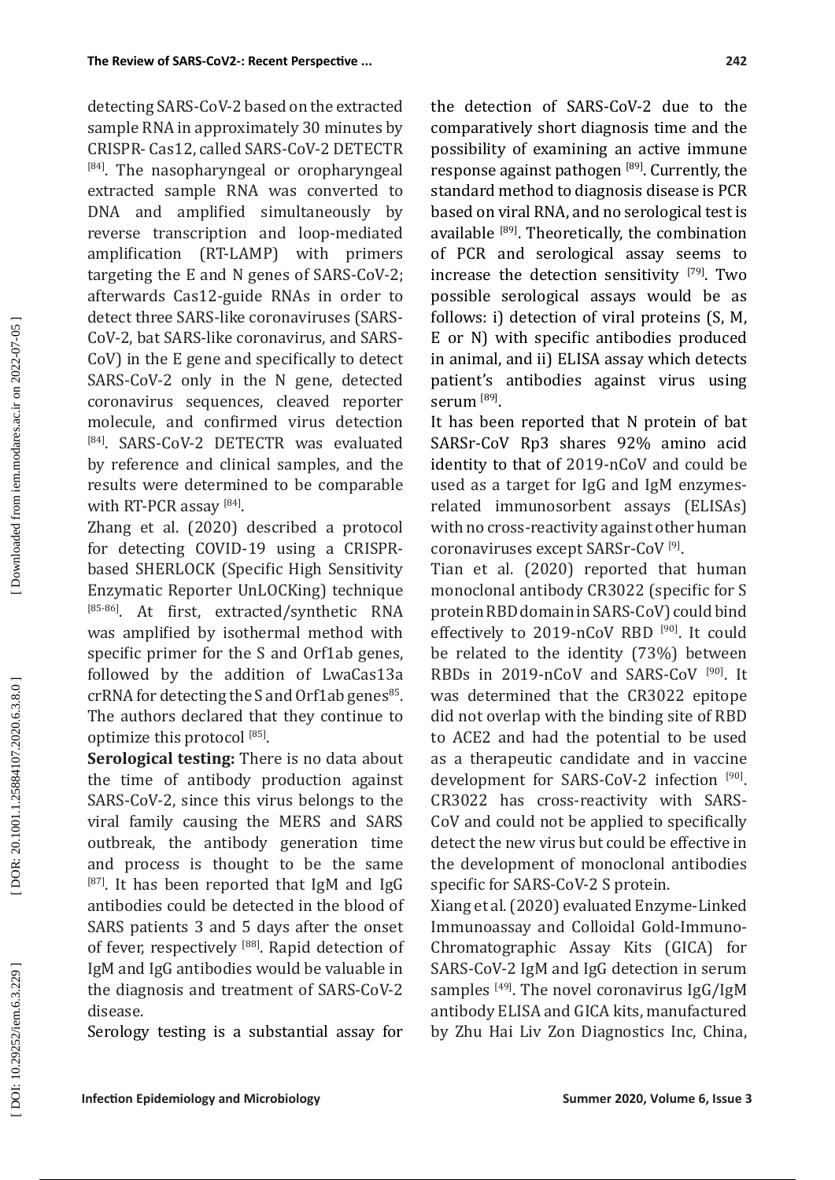detecting SARS-CoV-2 based on the extracted sample RNA in approximately 30 minutes by CRISPR- Cas12, called SARS-CoV-2 DETECTR [84]. The nasopharyngeal or oropharyngeal extracted sample RNA was converted to DNA and amplified simultaneously by reverse transcription and loop-mediated amplification (RT-LAMP) with primers targeting the E and N genes of SARS-CoV-2; afterwards Cas12-guide RNAs in order to detect three SARS-like coronaviruses (SARS-CoV-2, bat SARS-like coronavirus, and SARS-CoV) in the E gene and specifically to detect SARS-CoV-2 only in the N gene, detected coronavirus sequences, cleaved reporter molecule, and confirmed virus detection [84]. SARS-CoV-2 DETECTR was evaluated by reference and clinical samples, and the results were determined to be comparable with RT-PCR assay [84].

Zhang et al. (2020) described a protocol for detecting COVID-19 using a CRISPR-based SHERLOCK (Specific High Sensitivity Enzymatic Reporter UnLOCKing) technique [85-86]. At first, extracted/synthetic RNA was amplified by isothermal method with specific primer for the S and Orf1ab genes, followed by the addition of LwaCas13a crRNA for detecting the S and Orf1ab genes[85]. The authors declared that they continue to optimize this protocol [85].

**Serological testing:** There is no data about the time of antibody production against SARS-CoV-2, since this virus belongs to the viral family causing the MERS and SARS outbreak, the antibody generation time and process is thought to be the same [87]. It has been reported that IgM and IgG antibodies could be detected in the blood of SARS patients 3 and 5 days after the onset of fever, respectively [88]. Rapid detection of IgM and IgG antibodies would be valuable in the diagnosis and treatment of SARS-CoV-2 disease.

Serology testing is a substantial assay for the detection of SARS-CoV-2 due to the comparatively short diagnosis time and the possibility of examining an active immune response against pathogen [89]. Currently, the standard method to diagnosis disease is PCR based on viral RNA, and no serological test is available [89]. Theoretically, the combination of PCR and serological assay seems to increase the detection sensitivity [79]. Two possible serological assays would be as follows: i) detection of viral proteins (S, M, E or N) with specific antibodies produced in animal, and ii) ELISA assay which detects patient's antibodies against virus using serum [89].

It has been reported that N protein of bat SARSr-CoV Rp3 shares 92% amino acid identity to that of 2019-nCoV and could be used as a target for IgG and IgM enzymes-related immunosorbent assays (ELISAs) with no cross-reactivity against other human coronaviruses except SARSr-CoV [9].

Tian et al. (2020) reported that human monoclonal antibody CR3022 (specific for S protein RBD domain in SARS-CoV) could bind effectively to 2019-nCoV RBD [90]. It could be related to the identity (73%) between RBDs in 2019-nCoV and SARS-CoV [90]. It was determined that the CR3022 epitope did not overlap with the binding site of RBD to ACE2 and had the potential to be used as a therapeutic candidate and in vaccine development for SARS-CoV-2 infection [90]. CR3022 has cross-reactivity with SARS-CoV and could not be applied to specifically detect the new virus but could be effective in the development of monoclonal antibodies specific for SARS-CoV-2 S protein.

Xiang et al. (2020) evaluated Enzyme-Linked Immunoassay and Colloidal Gold-Immuno-Chromatographic Assay Kits (GICA) for SARS-CoV-2 IgM and IgG detection in serum samples [49]. The novel coronavirus IgG/IgM antibody ELISA and GICA kits, manufactured by Zhu Hai Liv Zon Diagnostics Inc, China,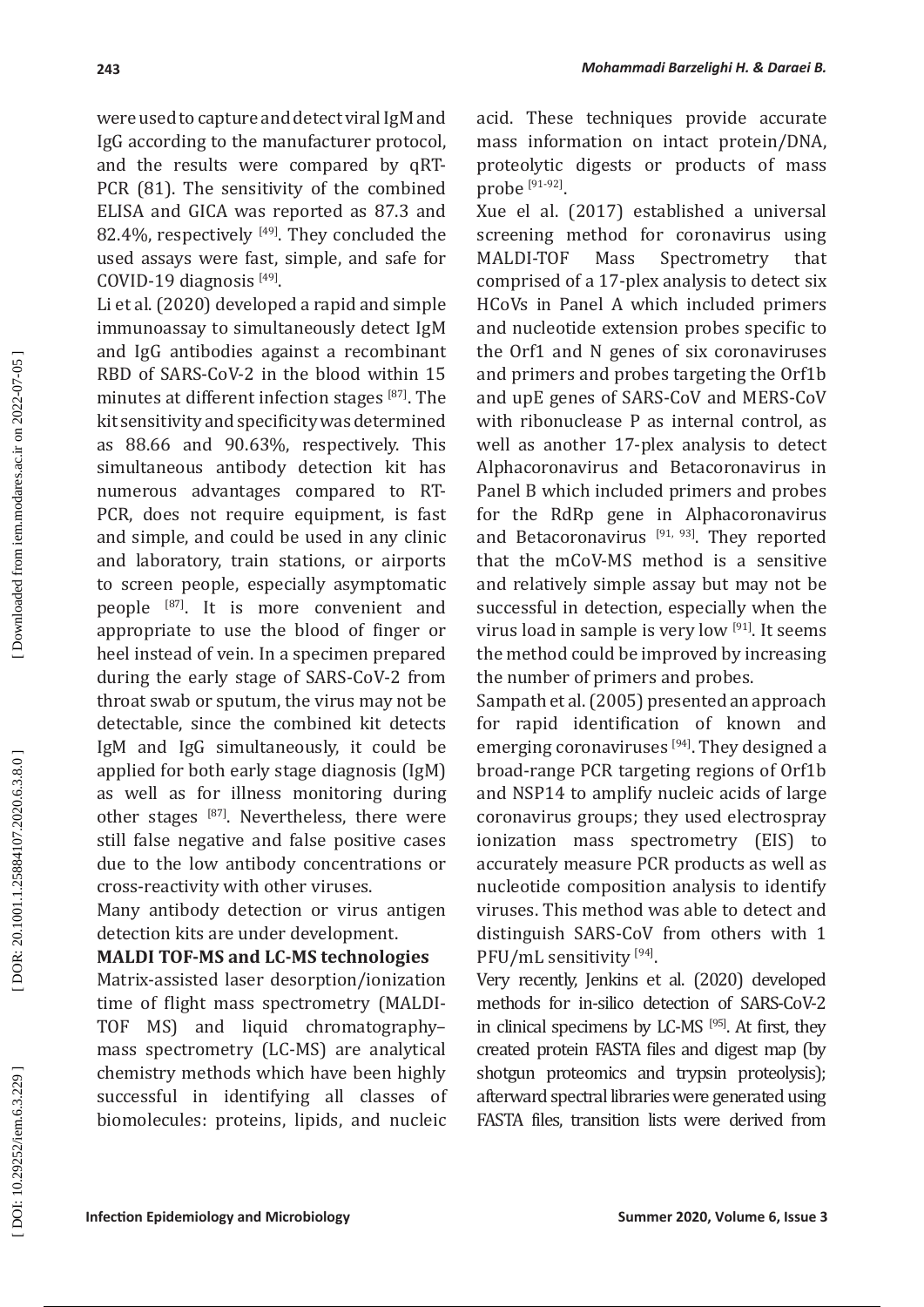were used to capture and detect viral IgM and IgG according to the manufacturer protocol, and the results were compared by qRT-PCR (81). The sensitivity of the combined ELISA and GICA was reported as 87.3 and 82.4%, respectively [49]. They concluded the used assays were fast, simple, and safe for COVID-19 diagnosis [49].

Li et al. (2020) developed a rapid and simple immunoassay to simultaneously detect IgM and IgG antibodies against a recombinant RBD of SARS-CoV-2 in the blood within 15 minutes at different infection stages [87]. The kit sensitivity and specificity was determined as 88.66 and 90.63%, respectively. This simultaneous antibody detection kit has numerous advantages compared to RT-PCR, does not require equipment, is fast and simple, and could be used in any clinic and laboratory, train stations, or airports to screen people, especially asymptomatic people [87]. It is more convenient and appropriate to use the blood of finger or heel instead of vein. In a specimen prepared during the early stage of SARS-CoV-2 from throat swab or sputum, the virus may not be detectable, since the combined kit detects IgM and IgG simultaneously, it could be applied for both early stage diagnosis (IgM) as well as for illness monitoring during other stages [87]. Nevertheless, there were still false negative and false positive cases due to the low antibody concentrations or cross-reactivity with other viruses.

Many antibody detection or virus antigen detection kits are under development.

**MALDI TOF-MS and LC-MS technologies**

Matrix-assisted laser desorption/ionization time of flight mass spectrometry (MALDI-TOF MS) and liquid chromatography–mass spectrometry (LC-MS) are analytical chemistry methods which have been highly successful in identifying all classes of biomolecules: proteins, lipids, and nucleic acid. These techniques provide accurate mass information on intact protein/DNA, proteolytic digests or products of mass probe [91-92].

Xue el al. (2017) established a universal screening method for coronavirus using MALDI-TOF Mass Spectrometry that comprised of a 17-plex analysis to detect six HCoVs in Panel A which included primers and nucleotide extension probes specific to the Orf1 and N genes of six coronaviruses and primers and probes targeting the Orf1b and upE genes of SARS-CoV and MERS-CoV with ribonuclease P as internal control, as well as another 17-plex analysis to detect Alphacoronavirus and Betacoronavirus in Panel B which included primers and probes for the RdRp gene in Alphacoronavirus and Betacoronavirus [91, 93]. They reported that the mCoV-MS method is a sensitive and relatively simple assay but may not be successful in detection, especially when the virus load in sample is very low [91]. It seems the method could be improved by increasing the number of primers and probes.

Sampath et al. (2005) presented an approach for rapid identification of known and emerging coronaviruses [94]. They designed a broad-range PCR targeting regions of Orf1b and NSP14 to amplify nucleic acids of large coronavirus groups; they used electrospray ionization mass spectrometry (EIS) to accurately measure PCR products as well as nucleotide composition analysis to identify viruses. This method was able to detect and distinguish SARS-CoV from others with 1 PFU/mL sensitivity [94].

Very recently, Jenkins et al. (2020) developed methods for in-silico detection of SARS-CoV-2 in clinical specimens by LC-MS [95]. At first, they created protein FASTA files and digest map (by shotgun proteomics and trypsin proteolysis); afterward spectral libraries were generated using FASTA files, transition lists were derived from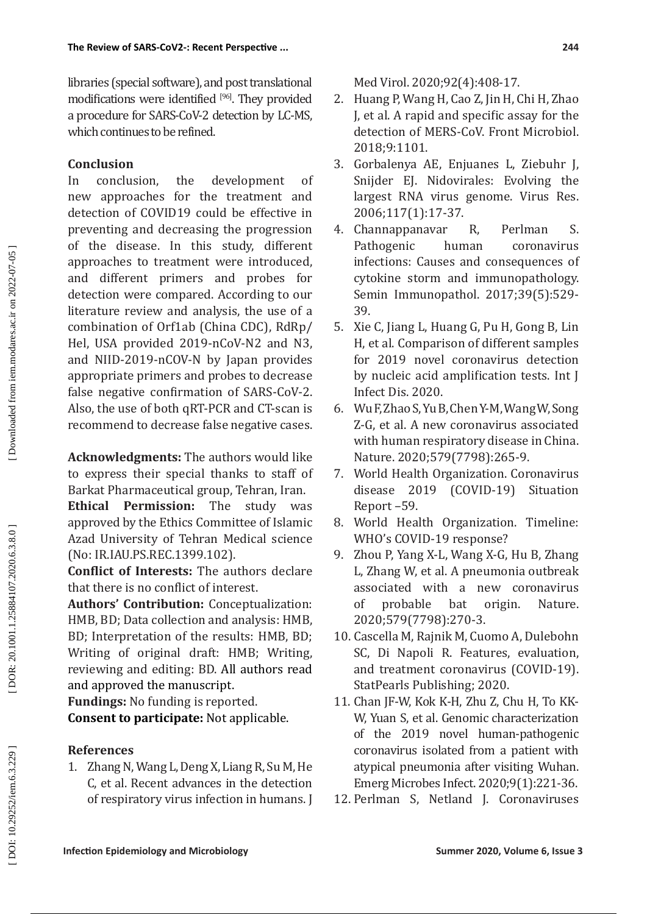libraries (special software), and post translational modifications were identified [96]. They provided a procedure for SARS-CoV-2 detection by LC-MS, which continues to be refined.

### Conclusion

In conclusion, the development of new approaches for the treatment and detection of COVID19 could be effective in preventing and decreasing the progression of the disease. In this study, different approaches to treatment were introduced, and different primers and probes for detection were compared. According to our literature review and analysis, the use of a combination of Orf1ab (China CDC), RdRp/Hel, USA provided 2019-nCoV-N2 and N3, and NIID-2019-nCOV-N by Japan provides appropriate primers and probes to decrease false negative confirmation of SARS-CoV-2. Also, the use of both qRT-PCR and CT-scan is recommend to decrease false negative cases.

**Acknowledgments:** The authors would like to express their special thanks to staff of Barkat Pharmaceutical group, Tehran, Iran.

**Ethical Permission:** The study was approved by the Ethics Committee of Islamic Azad University of Tehran Medical science (No: IR.IAU.PS.REC.1399.102).

**Conflict of Interests:** The authors declare that there is no conflict of interest.

**Authors' Contribution:** Conceptualization: HMB, BD; Data collection and analysis: HMB, BD; Interpretation of the results: HMB, BD; Writing of original draft: HMB; Writing, reviewing and editing: BD. All authors read and approved the manuscript.

**Fundings:** No funding is reported.

**Consent to participate:** Not applicable.

### References

1. Zhang N, Wang L, Deng X, Liang R, Su M, He C, et al. Recent advances in the detection of respiratory virus infection in humans. J Med Virol. 2020;92(4):408-17.
2. Huang P, Wang H, Cao Z, Jin H, Chi H, Zhao J, et al. A rapid and specific assay for the detection of MERS-CoV. Front Microbiol. 2018;9:1101.
3. Gorbalenya AE, Enjuanes L, Ziebuhr J, Snijder EJ. Nidovirales: Evolving the largest RNA virus genome. Virus Res. 2006;117(1):17-37.
4. Channappanavar R, Perlman S. Pathogenic human coronavirus infections: Causes and consequences of cytokine storm and immunopathology. Semin Immunopathol. 2017;39(5):529-39.
5. Xie C, Jiang L, Huang G, Pu H, Gong B, Lin H, et al. Comparison of different samples for 2019 novel coronavirus detection by nucleic acid amplification tests. Int J Infect Dis. 2020.
6. Wu F, Zhao S, Yu B, Chen Y-M, Wang W, Song Z-G, et al. A new coronavirus associated with human respiratory disease in China. Nature. 2020;579(7798):265-9.
7. World Health Organization. Coronavirus disease 2019 (COVID-19) Situation Report –59.
8. World Health Organization. Timeline: WHO's COVID-19 response?
9. Zhou P, Yang X-L, Wang X-G, Hu B, Zhang L, Zhang W, et al. A pneumonia outbreak associated with a new coronavirus of probable bat origin. Nature. 2020;579(7798):270-3.
10. Cascella M, Rajnik M, Cuomo A, Dulebohn SC, Di Napoli R. Features, evaluation, and treatment coronavirus (COVID-19). StatPearls Publishing; 2020.
11. Chan JF-W, Kok K-H, Zhu Z, Chu H, To KK-W, Yuan S, et al. Genomic characterization of the 2019 novel human-pathogenic coronavirus isolated from a patient with atypical pneumonia after visiting Wuhan. Emerg Microbes Infect. 2020;9(1):221-36.
12. Perlman S, Netland J. Coronaviruses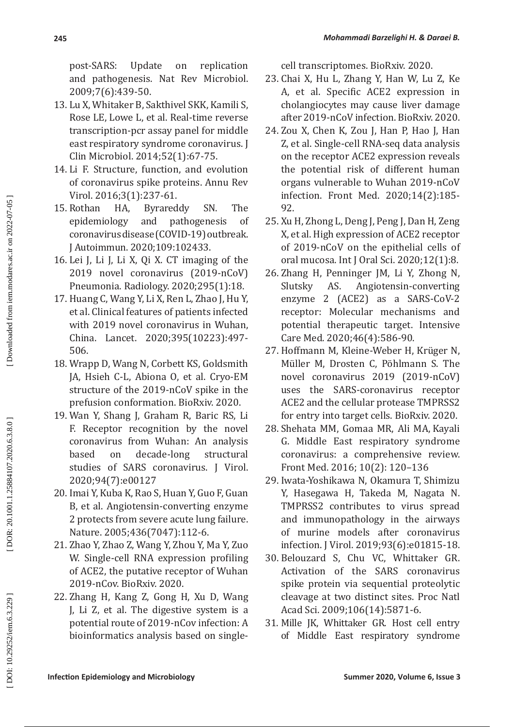post-SARS: Update on replication and pathogenesis. Nat Rev Microbiol. 2009;7(6):439-50.

13. Lu X, Whitaker B, Sakthivel SKK, Kamili S, Rose LE, Lowe L, et al. Real-time reverse transcription-pcr assay panel for middle east respiratory syndrome coronavirus. J Clin Microbiol. 2014;52(1):67-75.
14. Li F. Structure, function, and evolution of coronavirus spike proteins. Annu Rev Virol. 2016;3(1):237-61.
15. Rothan HA, Byrareddy SN. The epidemiology and pathogenesis of coronavirus disease (COVID-19) outbreak. J Autoimmun. 2020;109:102433.
16. Lei J, Li J, Li X, Qi X. CT imaging of the 2019 novel coronavirus (2019-nCoV) Pneumonia. Radiology. 2020;295(1):18.
17. Huang C, Wang Y, Li X, Ren L, Zhao J, Hu Y, et al. Clinical features of patients infected with 2019 novel coronavirus in Wuhan, China. Lancet. 2020;395(10223):497-506.
18. Wrapp D, Wang N, Corbett KS, Goldsmith JA, Hsieh C-L, Abiona O, et al. Cryo-EM structure of the 2019-nCoV spike in the prefusion conformation. BioRxiv. 2020.
19. Wan Y, Shang J, Graham R, Baric RS, Li F. Receptor recognition by the novel coronavirus from Wuhan: An analysis based on decade-long structural studies of SARS coronavirus. J Virol. 2020;94(7):e00127
20. Imai Y, Kuba K, Rao S, Huan Y, Guo F, Guan B, et al. Angiotensin-converting enzyme 2 protects from severe acute lung failure. Nature. 2005;436(7047):112-6.
21. Zhao Y, Zhao Z, Wang Y, Zhou Y, Ma Y, Zuo W. Single-cell RNA expression profiling of ACE2, the putative receptor of Wuhan 2019-nCov. BioRxiv. 2020.
22. Zhang H, Kang Z, Gong H, Xu D, Wang J, Li Z, et al. The digestive system is a potential route of 2019-nCov infection: A bioinformatics analysis based on single-cell transcriptomes. BioRxiv. 2020.
23. Chai X, Hu L, Zhang Y, Han W, Lu Z, Ke A, et al. Specific ACE2 expression in cholangiocytes may cause liver damage after 2019-nCoV infection. BioRxiv. 2020.
24. Zou X, Chen K, Zou J, Han P, Hao J, Han Z, et al. Single-cell RNA-seq data analysis on the receptor ACE2 expression reveals the potential risk of different human organs vulnerable to Wuhan 2019-nCoV infection. Front Med. 2020;14(2):185-92.
25. Xu H, Zhong L, Deng J, Peng J, Dan H, Zeng X, et al. High expression of ACE2 receptor of 2019-nCoV on the epithelial cells of oral mucosa. Int J Oral Sci. 2020;12(1):8.
26. Zhang H, Penninger JM, Li Y, Zhong N, Slutsky AS. Angiotensin-converting enzyme 2 (ACE2) as a SARS-CoV-2 receptor: Molecular mechanisms and potential therapeutic target. Intensive Care Med. 2020;46(4):586-90.
27. Hoffmann M, Kleine-Weber H, Krüger N, Müller M, Drosten C, Pöhlmann S. The novel coronavirus 2019 (2019-nCoV) uses the SARS-coronavirus receptor ACE2 and the cellular protease TMPRSS2 for entry into target cells. BioRxiv. 2020.
28. Shehata MM, Gomaa MR, Ali MA, Kayali G. Middle East respiratory syndrome coronavirus: a comprehensive review. Front Med. 2016; 10(2): 120–136
29. Iwata-Yoshikawa N, Okamura T, Shimizu Y, Hasegawa H, Takeda M, Nagata N. TMPRSS2 contributes to virus spread and immunopathology in the airways of murine models after coronavirus infection. J Virol. 2019;93(6):e01815-18.
30. Belouzard S, Chu VC, Whittaker GR. Activation of the SARS coronavirus spike protein via sequential proteolytic cleavage at two distinct sites. Proc Natl Acad Sci. 2009;106(14):5871-6.
31. Mille JK, Whittaker GR. Host cell entry of Middle East respiratory syndrome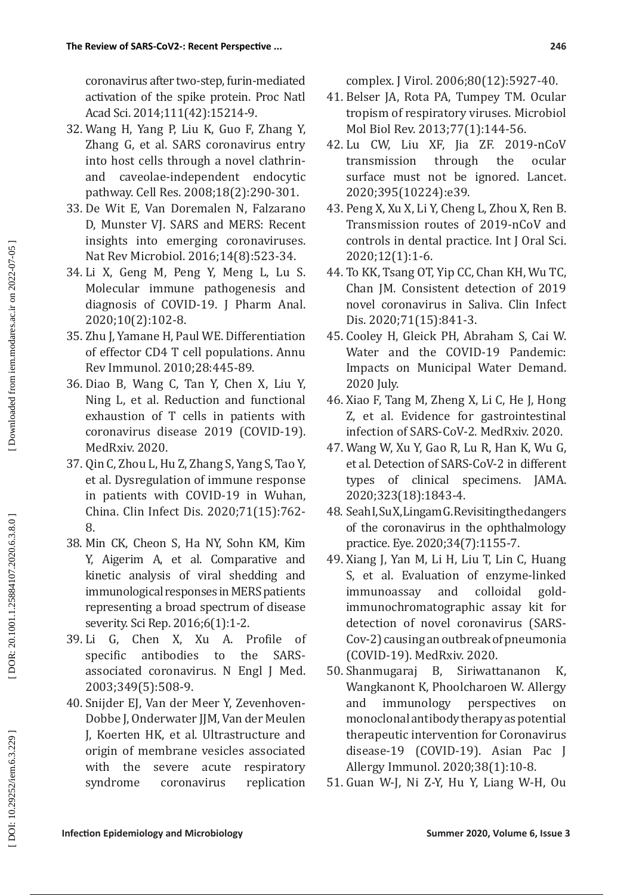coronavirus after two-step, furin-mediated activation of the spike protein. Proc Natl Acad Sci. 2014;111(42):15214-9.

32. Wang H, Yang P, Liu K, Guo F, Zhang Y, Zhang G, et al. SARS coronavirus entry into host cells through a novel clathrin- and caveolae-independent endocytic pathway. Cell Res. 2008;18(2):290-301.
33. De Wit E, Van Doremalen N, Falzarano D, Munster VJ. SARS and MERS: Recent insights into emerging coronaviruses. Nat Rev Microbiol. 2016;14(8):523-34.
34. Li X, Geng M, Peng Y, Meng L, Lu S. Molecular immune pathogenesis and diagnosis of COVID-19. J Pharm Anal. 2020;10(2):102-8.
35. Zhu J, Yamane H, Paul WE. Differentiation of effector CD4 T cell populations. Annu Rev Immunol. 2010;28:445-89.
36. Diao B, Wang C, Tan Y, Chen X, Liu Y, Ning L, et al. Reduction and functional exhaustion of T cells in patients with coronavirus disease 2019 (COVID-19). MedRxiv. 2020.
37. Qin C, Zhou L, Hu Z, Zhang S, Yang S, Tao Y, et al. Dysregulation of immune response in patients with COVID-19 in Wuhan, China. Clin Infect Dis. 2020;71(15):762-8.
38. Min CK, Cheon S, Ha NY, Sohn KM, Kim Y, Aigerim A, et al. Comparative and kinetic analysis of viral shedding and immunological responses in MERS patients representing a broad spectrum of disease severity. Sci Rep. 2016;6(1):1-2.
39. Li G, Chen X, Xu A. Profile of specific antibodies to the SARS-associated coronavirus. N Engl J Med. 2003;349(5):508-9.
40. Snijder EJ, Van der Meer Y, Zevenhoven-Dobbe J, Onderwater JJM, Van der Meulen J, Koerten HK, et al. Ultrastructure and origin of membrane vesicles associated with the severe acute respiratory syndrome coronavirus replication complex. J Virol. 2006;80(12):5927-40.
41. Belser JA, Rota PA, Tumpey TM. Ocular tropism of respiratory viruses. Microbiol Mol Biol Rev. 2013;77(1):144-56.
42. Lu CW, Liu XF, Jia ZF. 2019-nCoV transmission through the ocular surface must not be ignored. Lancet. 2020;395(10224):e39.
43. Peng X, Xu X, Li Y, Cheng L, Zhou X, Ren B. Transmission routes of 2019-nCoV and controls in dental practice. Int J Oral Sci. 2020;12(1):1-6.
44. To KK, Tsang OT, Yip CC, Chan KH, Wu TC, Chan JM. Consistent detection of 2019 novel coronavirus in Saliva. Clin Infect Dis. 2020;71(15):841-3.
45. Cooley H, Gleick PH, Abraham S, Cai W. Water and the COVID-19 Pandemic: Impacts on Municipal Water Demand. 2020 July.
46. Xiao F, Tang M, Zheng X, Li C, He J, Hong Z, et al. Evidence for gastrointestinal infection of SARS-CoV-2. MedRxiv. 2020.
47. Wang W, Xu Y, Gao R, Lu R, Han K, Wu G, et al. Detection of SARS-CoV-2 in different types of clinical specimens. JAMA. 2020;323(18):1843-4.
48. Seah I, Su X, Lingam G. Revisiting the dangers of the coronavirus in the ophthalmology practice. Eye. 2020;34(7):1155-7.
49. Xiang J, Yan M, Li H, Liu T, Lin C, Huang S, et al. Evaluation of enzyme-linked immunoassay and colloidal gold-immunochromatographic assay kit for detection of novel coronavirus (SARS-Cov-2) causing an outbreak of pneumonia (COVID-19). MedRxiv. 2020.
50. Shanmugaraj B, Siriwattananon K, Wangkanont K, Phoolcharoen W. Allergy and immunology perspectives on monoclonal antibody therapy as potential therapeutic intervention for Coronavirus disease-19 (COVID-19). Asian Pac J Allergy Immunol. 2020;38(1):10-8.
51. Guan W-J, Ni Z-Y, Hu Y, Liang W-H, Ou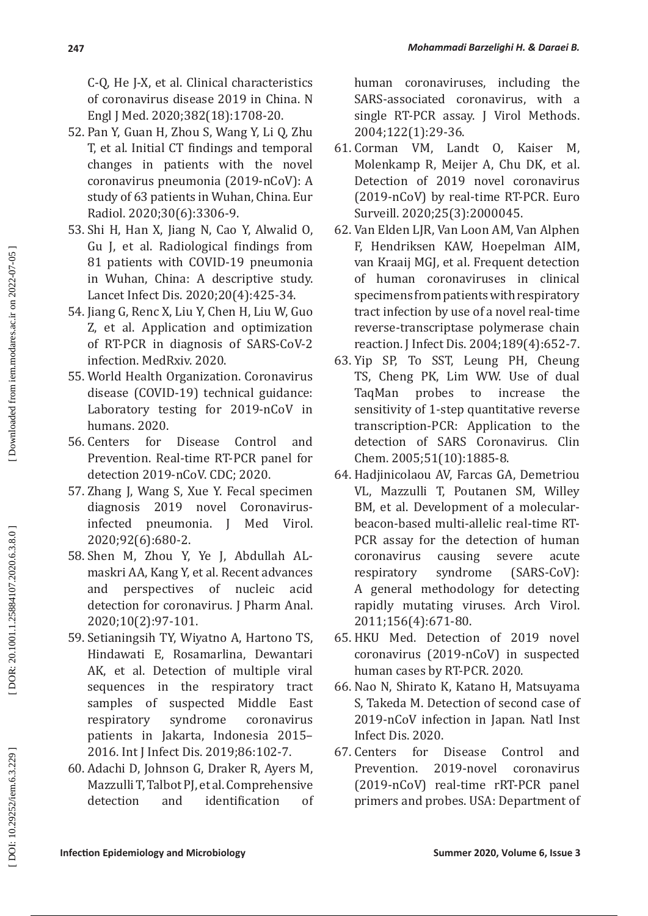C-Q, He J-X, et al. Clinical characteristics of coronavirus disease 2019 in China. N Engl J Med. 2020;382(18):1708-20.

52. Pan Y, Guan H, Zhou S, Wang Y, Li Q, Zhu T, et al. Initial CT findings and temporal changes in patients with the novel coronavirus pneumonia (2019-nCoV): A study of 63 patients in Wuhan, China. Eur Radiol. 2020;30(6):3306-9.
53. Shi H, Han X, Jiang N, Cao Y, Alwalid O, Gu J, et al. Radiological findings from 81 patients with COVID-19 pneumonia in Wuhan, China: A descriptive study. Lancet Infect Dis. 2020;20(4):425-34.
54. Jiang G, Renc X, Liu Y, Chen H, Liu W, Guo Z, et al. Application and optimization of RT-PCR in diagnosis of SARS-CoV-2 infection. MedRxiv. 2020.
55. World Health Organization. Coronavirus disease (COVID-19) technical guidance: Laboratory testing for 2019-nCoV in humans. 2020.
56. Centers for Disease Control and Prevention. Real-time RT-PCR panel for detection 2019-nCoV. CDC; 2020.
57. Zhang J, Wang S, Xue Y. Fecal specimen diagnosis 2019 novel Coronavirus-infected pneumonia. J Med Virol. 2020;92(6):680-2.
58. Shen M, Zhou Y, Ye J, Abdullah AL-maskri AA, Kang Y, et al. Recent advances and perspectives of nucleic acid detection for coronavirus. J Pharm Anal. 2020;10(2):97-101.
59. Setianingsih TY, Wiyatno A, Hartono TS, Hindawati E, Rosamarlina, Dewantari AK, et al. Detection of multiple viral sequences in the respiratory tract samples of suspected Middle East respiratory syndrome coronavirus patients in Jakarta, Indonesia 2015–2016. Int J Infect Dis. 2019;86:102-7.
60. Adachi D, Johnson G, Draker R, Ayers M, Mazzulli T, Talbot PJ, et al. Comprehensive detection and identification of human coronaviruses, including the SARS-associated coronavirus, with a single RT-PCR assay. J Virol Methods. 2004;122(1):29-36.
61. Corman VM, Landt O, Kaiser M, Molenkamp R, Meijer A, Chu DK, et al. Detection of 2019 novel coronavirus (2019-nCoV) by real-time RT-PCR. Euro Surveill. 2020;25(3):2000045.
62. Van Elden LJR, Van Loon AM, Van Alphen F, Hendriksen KAW, Hoepelman AIM, van Kraaij MGJ, et al. Frequent detection of human coronaviruses in clinical specimens from patients with respiratory tract infection by use of a novel real-time reverse-transcriptase polymerase chain reaction. J Infect Dis. 2004;189(4):652-7.
63. Yip SP, To SST, Leung PH, Cheung TS, Cheng PK, Lim WW. Use of dual TaqMan probes to increase the sensitivity of 1-step quantitative reverse transcription-PCR: Application to the detection of SARS Coronavirus. Clin Chem. 2005;51(10):1885-8.
64. Hadjinicolaou AV, Farcas GA, Demetriou VL, Mazzulli T, Poutanen SM, Willey BM, et al. Development of a molecular-beacon-based multi-allelic real-time RT-PCR assay for the detection of human coronavirus causing severe acute respiratory syndrome (SARS-CoV): A general methodology for detecting rapidly mutating viruses. Arch Virol. 2011;156(4):671-80.
65. HKU Med. Detection of 2019 novel coronavirus (2019-nCoV) in suspected human cases by RT-PCR. 2020.
66. Nao N, Shirato K, Katano H, Matsuyama S, Takeda M. Detection of second case of 2019-nCoV infection in Japan. Natl Inst Infect Dis. 2020.
67. Centers for Disease Control and Prevention. 2019-novel coronavirus (2019-nCoV) real-time rRT-PCR panel primers and probes. USA: Department of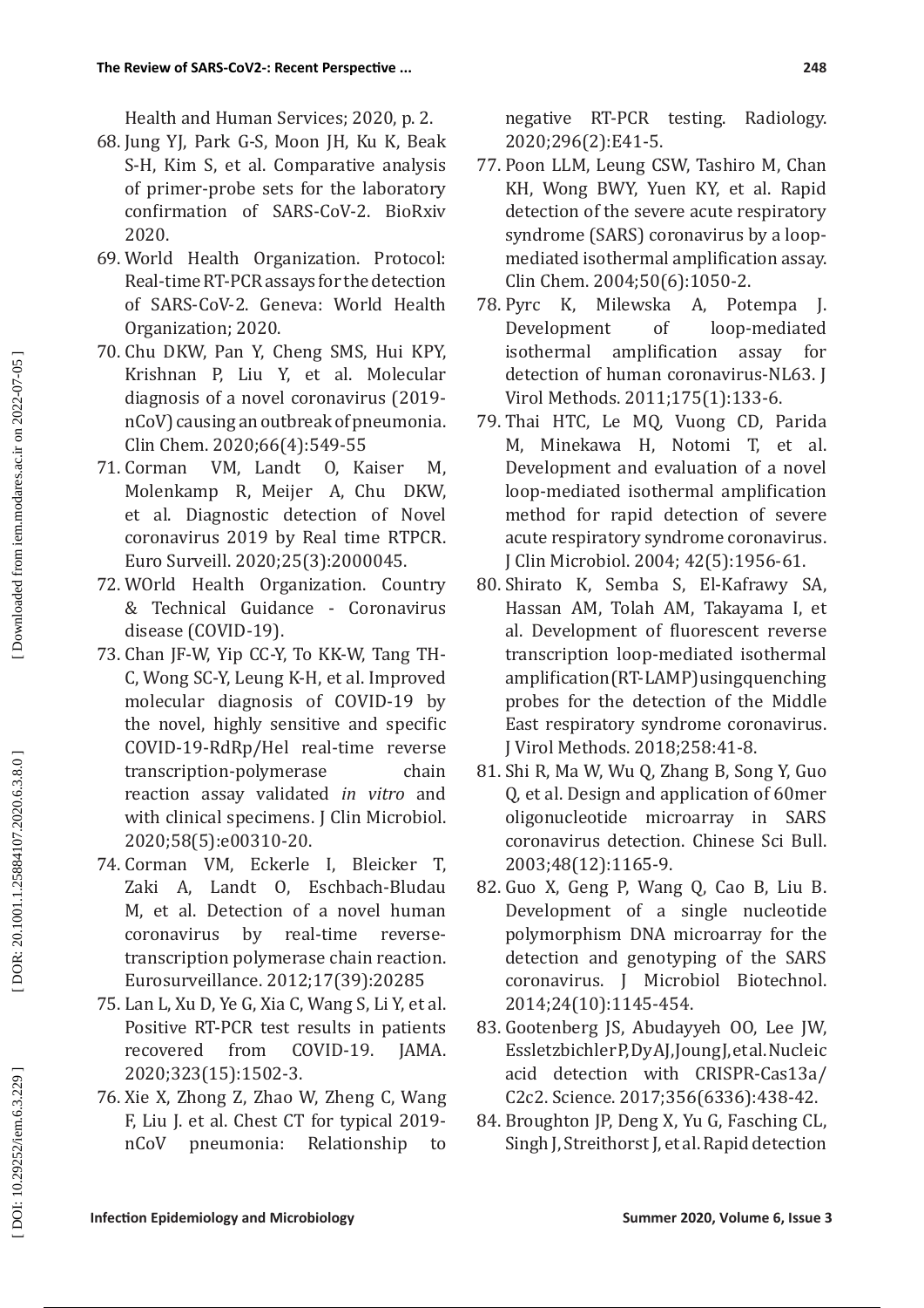Health and Human Services; 2020, p. 2.

68. Jung YJ, Park G-S, Moon JH, Ku K, Beak S-H, Kim S, et al. Comparative analysis of primer-probe sets for the laboratory confirmation of SARS-CoV-2. BioRxiv 2020.
69. World Health Organization. Protocol: Real-time RT-PCR assays for the detection of SARS-CoV-2. Geneva: World Health Organization; 2020.
70. Chu DKW, Pan Y, Cheng SMS, Hui KPY, Krishnan P, Liu Y, et al. Molecular diagnosis of a novel coronavirus (2019-nCoV) causing an outbreak of pneumonia. Clin Chem. 2020;66(4):549-55
71. Corman VM, Landt O, Kaiser M, Molenkamp R, Meijer A, Chu DKW, et al. Diagnostic detection of Novel coronavirus 2019 by Real time RTPCR. Euro Surveill. 2020;25(3):2000045.
72. WOrld Health Organization. Country & Technical Guidance - Coronavirus disease (COVID-19).
73. Chan JF-W, Yip CC-Y, To KK-W, Tang TH-C, Wong SC-Y, Leung K-H, et al. Improved molecular diagnosis of COVID-19 by the novel, highly sensitive and specific COVID-19-RdRp/Hel real-time reverse transcription-polymerase chain reaction assay validated *in vitro* and with clinical specimens. J Clin Microbiol. 2020;58(5):e00310-20.
74. Corman VM, Eckerle I, Bleicker T, Zaki A, Landt O, Eschbach-Bludau M, et al. Detection of a novel human coronavirus by real-time reverse-transcription polymerase chain reaction. Eurosurveillance. 2012;17(39):20285
75. Lan L, Xu D, Ye G, Xia C, Wang S, Li Y, et al. Positive RT-PCR test results in patients recovered from COVID-19. JAMA. 2020;323(15):1502-3.
76. Xie X, Zhong Z, Zhao W, Zheng C, Wang F, Liu J. et al. Chest CT for typical 2019-nCoV pneumonia: Relationship to negative RT-PCR testing. Radiology. 2020;296(2):E41-5.
77. Poon LLM, Leung CSW, Tashiro M, Chan KH, Wong BWY, Yuen KY, et al. Rapid detection of the severe acute respiratory syndrome (SARS) coronavirus by a loop-mediated isothermal amplification assay. Clin Chem. 2004;50(6):1050-2.
78. Pyrc K, Milewska A, Potempa J. Development of loop-mediated isothermal amplification assay for detection of human coronavirus-NL63. J Virol Methods. 2011;175(1):133-6.
79. Thai HTC, Le MQ, Vuong CD, Parida M, Minekawa H, Notomi T, et al. Development and evaluation of a novel loop-mediated isothermal amplification method for rapid detection of severe acute respiratory syndrome coronavirus. J Clin Microbiol. 2004; 42(5):1956-61.
80. Shirato K, Semba S, El-Kafrawy SA, Hassan AM, Tolah AM, Takayama I, et al. Development of fluorescent reverse transcription loop-mediated isothermal amplification (RT-LAMP) using quenching probes for the detection of the Middle East respiratory syndrome coronavirus. J Virol Methods. 2018;258:41-8.
81. Shi R, Ma W, Wu Q, Zhang B, Song Y, Guo Q, et al. Design and application of 60mer oligonucleotide microarray in SARS coronavirus detection. Chinese Sci Bull. 2003;48(12):1165-9.
82. Guo X, Geng P, Wang Q, Cao B, Liu B. Development of a single nucleotide polymorphism DNA microarray for the detection and genotyping of the SARS coronavirus. J Microbiol Biotechnol. 2014;24(10):1145-454.
83. Gootenberg JS, Abudayyeh OO, Lee JW, Essletzbichler P, Dy AJ, Joung J, et al. Nucleic acid detection with CRISPR-Cas13a/C2c2. Science. 2017;356(6336):438-42.
84. Broughton JP, Deng X, Yu G, Fasching CL, Singh J, Streithorst J, et al. Rapid detection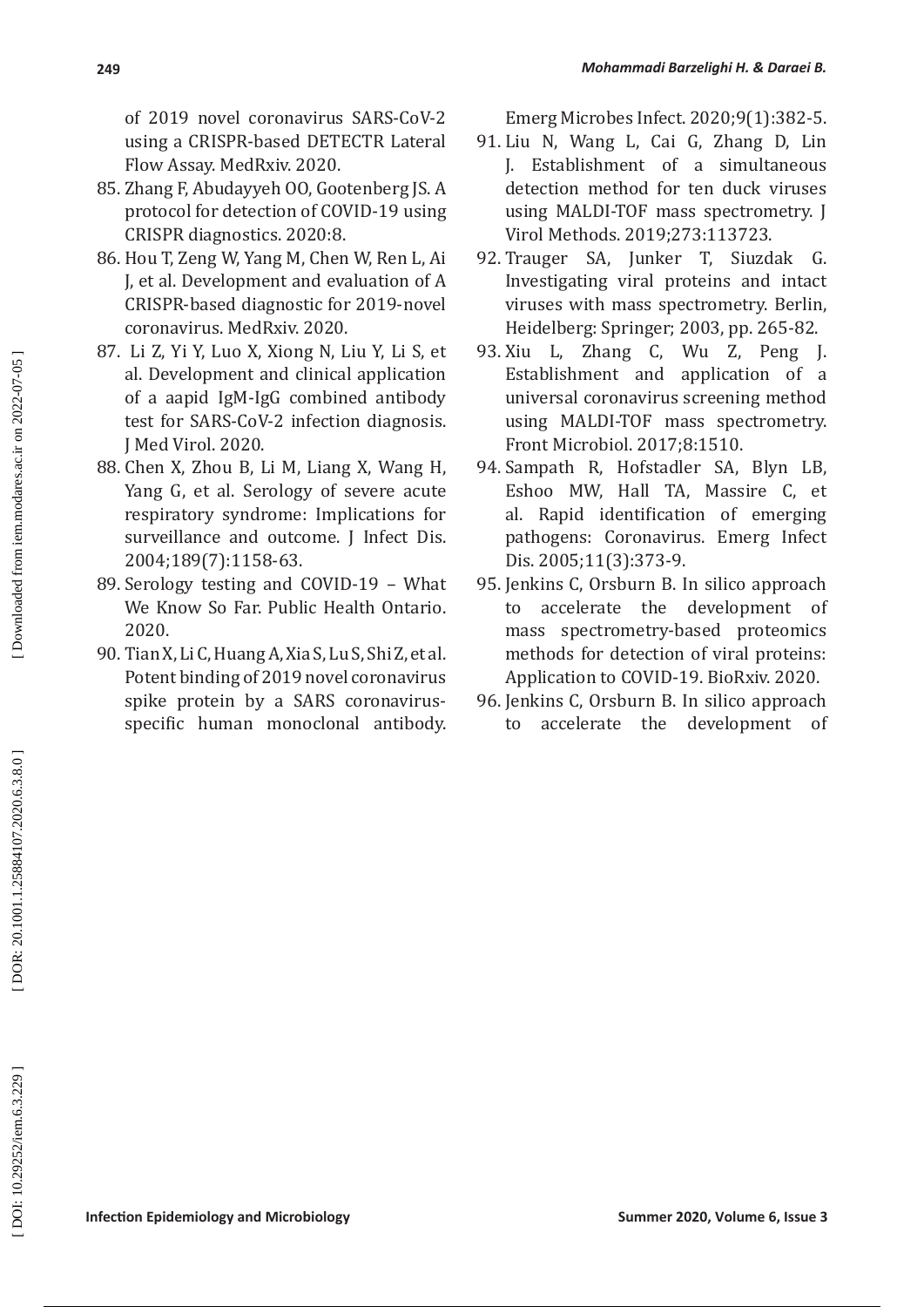of 2019 novel coronavirus SARS-CoV-2 using a CRISPR-based DETECTR Lateral Flow Assay. MedRxiv. 2020.

85. Zhang F, Abudayyeh OO, Gootenberg JS. A protocol for detection of COVID-19 using CRISPR diagnostics. 2020:8.
86. Hou T, Zeng W, Yang M, Chen W, Ren L, Ai J, et al. Development and evaluation of A CRISPR-based diagnostic for 2019-novel coronavirus. MedRxiv. 2020.
87. Li Z, Yi Y, Luo X, Xiong N, Liu Y, Li S, et al. Development and clinical application of a aapid IgM-IgG combined antibody test for SARS-CoV-2 infection diagnosis. J Med Virol. 2020.
88. Chen X, Zhou B, Li M, Liang X, Wang H, Yang G, et al. Serology of severe acute respiratory syndrome: Implications for surveillance and outcome. J Infect Dis. 2004;189(7):1158-63.
89. Serology testing and COVID-19 – What We Know So Far. Public Health Ontario. 2020.
90. Tian X, Li C, Huang A, Xia S, Lu S, Shi Z, et al. Potent binding of 2019 novel coronavirus spike protein by a SARS coronavirus-specific human monoclonal antibody. Emerg Microbes Infect. 2020;9(1):382-5.
91. Liu N, Wang L, Cai G, Zhang D, Lin J. Establishment of a simultaneous detection method for ten duck viruses using MALDI-TOF mass spectrometry. J Virol Methods. 2019;273:113723.
92. Trauger SA, Junker T, Siuzdak G. Investigating viral proteins and intact viruses with mass spectrometry. Berlin, Heidelberg: Springer; 2003, pp. 265-82.
93. Xiu L, Zhang C, Wu Z, Peng J. Establishment and application of a universal coronavirus screening method using MALDI-TOF mass spectrometry. Front Microbiol. 2017;8:1510.
94. Sampath R, Hofstadler SA, Blyn LB, Eshoo MW, Hall TA, Massire C, et al. Rapid identification of emerging pathogens: Coronavirus. Emerg Infect Dis. 2005;11(3):373-9.
95. Jenkins C, Orsburn B. In silico approach to accelerate the development of mass spectrometry-based proteomics methods for detection of viral proteins: Application to COVID-19. BioRxiv. 2020.
96. Jenkins C, Orsburn B. In silico approach to accelerate the development of